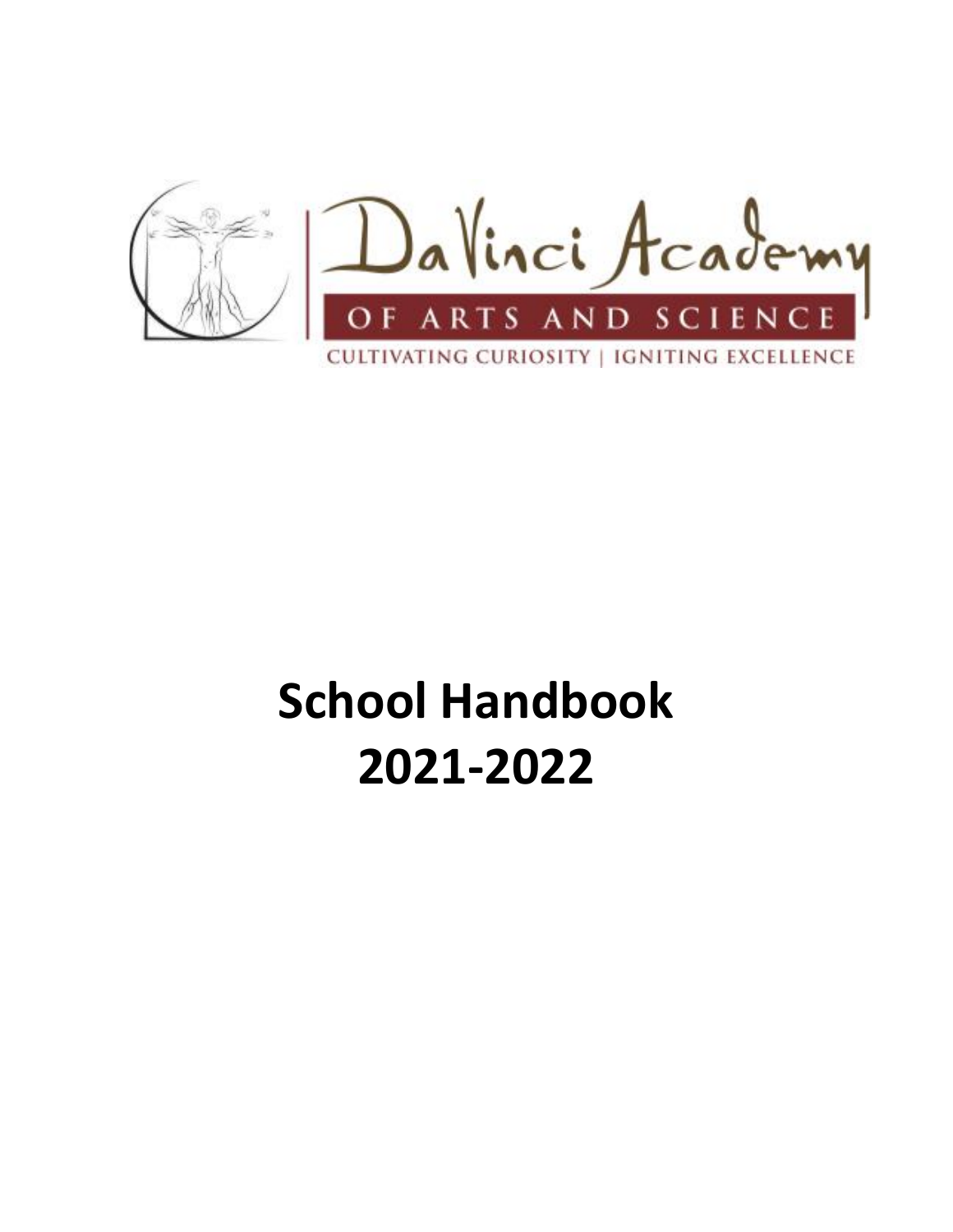DaVinci Academy

OF ARTS AND SCIENCE

CULTIVATING CURIOSITY | IGNITING EXCELLENCE

# School Handbook 2021-2022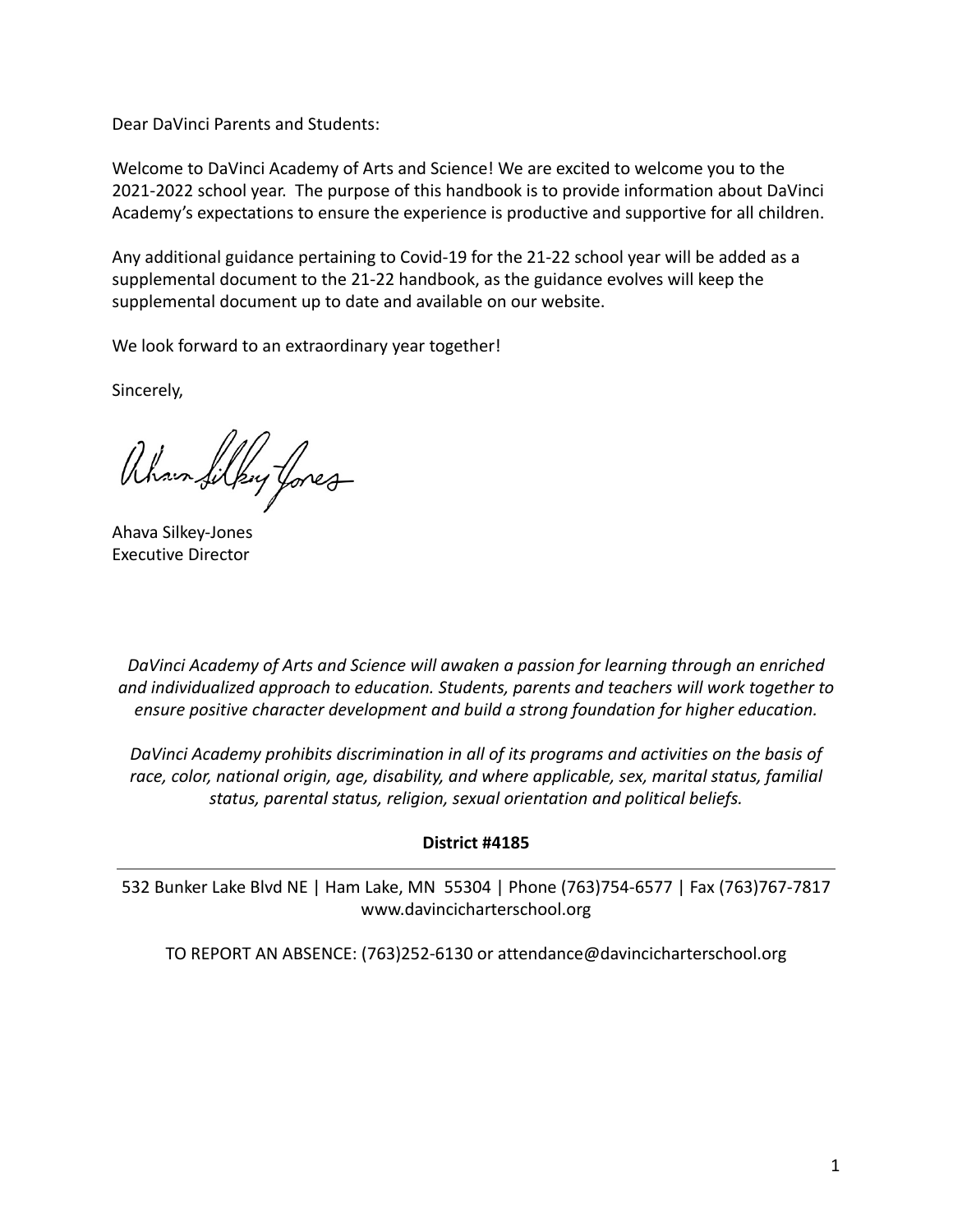Dear DaVinci Parents and Students:

Welcome to DaVinci Academy of Arts and Science! We are excited to welcome you to the 2021-2022 school year. The purpose of this handbook is to provide information about DaVinci Academy's expectations to ensure the experience is productive and supportive for all children.

Any additional guidance pertaining to Covid-19 for the 21-22 school year will be added as a supplemental document to the 21-22 handbook, as the guidance evolves will keep the supplemental document up to date and available on our website.

We look forward to an extraordinary year together!

Sincerely,

Ahava Silkey-Jones
Executive Director

*DaVinci Academy of Arts and Science will awaken a passion for learning through an enriched and individualized approach to education. Students, parents and teachers will work together to ensure positive character development and build a strong foundation for higher education.*

*DaVinci Academy prohibits discrimination in all of its programs and activities on the basis of race, color, national origin, age, disability, and where applicable, sex, marital status, familial status, parental status, religion, sexual orientation and political beliefs.*

**District #4185**

---

532 Bunker Lake Blvd NE | Ham Lake, MN 55304 | Phone (763)754-6577 | Fax (763)767-7817
www.davincicharterschool.org

TO REPORT AN ABSENCE: (763)252-6130 or attendance@davincicharterschool.org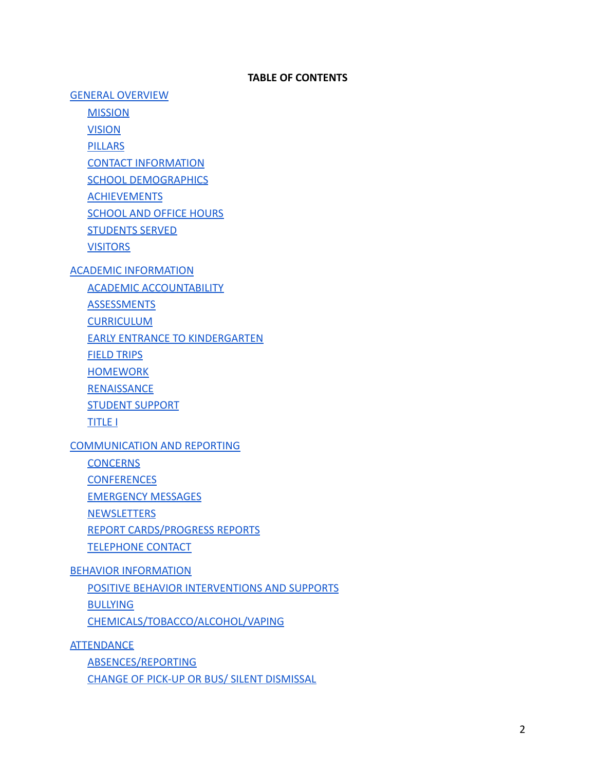**TABLE OF CONTENTS**

- GENERAL OVERVIEW
  - MISSION
  - VISION
  - PILLARS
  - CONTACT INFORMATION
  - SCHOOL DEMOGRAPHICS
  - ACHIEVEMENTS
  - SCHOOL AND OFFICE HOURS
  - STUDENTS SERVED
  - VISITORS
- ACADEMIC INFORMATION
  - ACADEMIC ACCOUNTABILITY
  - ASSESSMENTS
  - CURRICULUM
  - EARLY ENTRANCE TO KINDERGARTEN
  - FIELD TRIPS
  - HOMEWORK
  - RENAISSANCE
  - STUDENT SUPPORT
  - TITLE I
- COMMUNICATION AND REPORTING
  - CONCERNS
  - CONFERENCES
  - EMERGENCY MESSAGES
  - NEWSLETTERS
  - REPORT CARDS/PROGRESS REPORTS
  - TELEPHONE CONTACT
- BEHAVIOR INFORMATION
  - POSITIVE BEHAVIOR INTERVENTIONS AND SUPPORTS
  - BULLYING
  - CHEMICALS/TOBACCO/ALCOHOL/VAPING
- ATTENDANCE
  - ABSENCES/REPORTING
  - CHANGE OF PICK-UP OR BUS/ SILENT DISMISSAL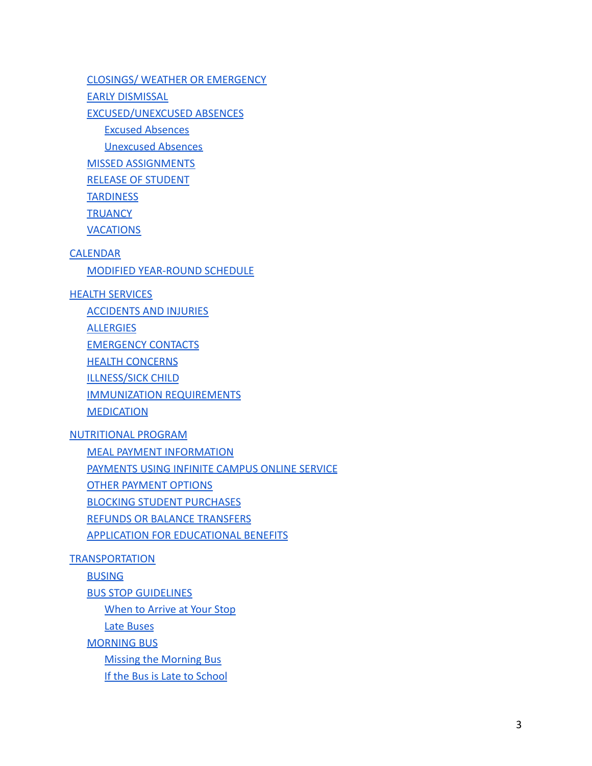- CLOSINGS/ WEATHER OR EMERGENCY
- EARLY DISMISSAL
- EXCUSED/UNEXCUSED ABSENCES
  - Excused Absences
  - Unexcused Absences
- MISSED ASSIGNMENTS
- RELEASE OF STUDENT
- TARDINESS
- TRUANCY
- VACATIONS

CALENDAR

- MODIFIED YEAR-ROUND SCHEDULE

HEALTH SERVICES

- ACCIDENTS AND INJURIES
- ALLERGIES
- EMERGENCY CONTACTS
- HEALTH CONCERNS
- ILLNESS/SICK CHILD
- IMMUNIZATION REQUIREMENTS
- MEDICATION

NUTRITIONAL PROGRAM

- MEAL PAYMENT INFORMATION
- PAYMENTS USING INFINITE CAMPUS ONLINE SERVICE
- OTHER PAYMENT OPTIONS
- BLOCKING STUDENT PURCHASES
- REFUNDS OR BALANCE TRANSFERS
- APPLICATION FOR EDUCATIONAL BENEFITS

TRANSPORTATION

- BUSING
- BUS STOP GUIDELINES
  - When to Arrive at Your Stop
  - Late Buses
- MORNING BUS
  - Missing the Morning Bus
  - If the Bus is Late to School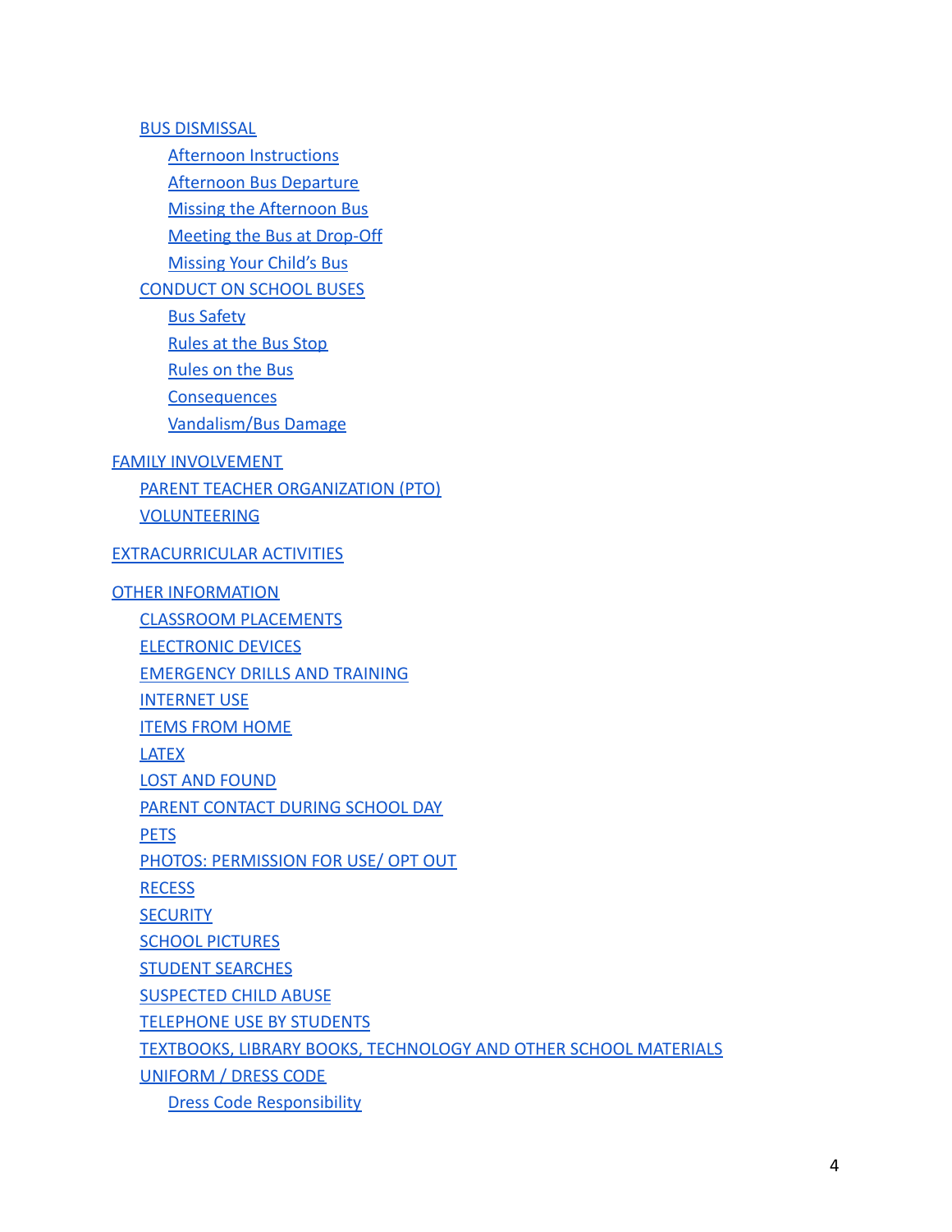- BUS DISMISSAL
  - Afternoon Instructions
  - Afternoon Bus Departure
  - Missing the Afternoon Bus
  - Meeting the Bus at Drop-Off
  - Missing Your Child's Bus
- CONDUCT ON SCHOOL BUSES
  - Bus Safety
  - Rules at the Bus Stop
  - Rules on the Bus
  - Consequences
  - Vandalism/Bus Damage

FAMILY INVOLVEMENT

- PARENT TEACHER ORGANIZATION (PTO)
- VOLUNTEERING

EXTRACURRICULAR ACTIVITIES

OTHER INFORMATION

- CLASSROOM PLACEMENTS
- ELECTRONIC DEVICES
- EMERGENCY DRILLS AND TRAINING
- INTERNET USE
- ITEMS FROM HOME
- LATEX
- LOST AND FOUND
- PARENT CONTACT DURING SCHOOL DAY
- PETS
- PHOTOS: PERMISSION FOR USE/ OPT OUT
- RECESS
- SECURITY
- SCHOOL PICTURES
- STUDENT SEARCHES
- SUSPECTED CHILD ABUSE
- TELEPHONE USE BY STUDENTS
- TEXTBOOKS, LIBRARY BOOKS, TECHNOLOGY AND OTHER SCHOOL MATERIALS
- UNIFORM / DRESS CODE
  - Dress Code Responsibility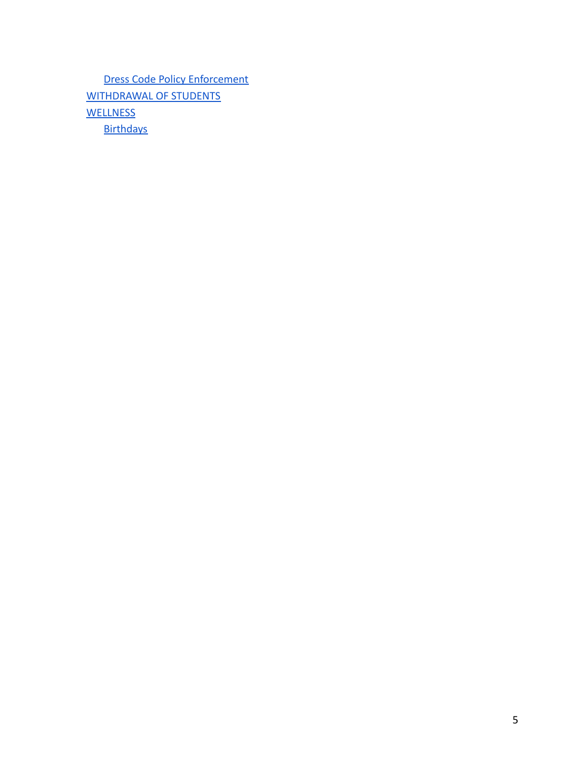- Dress Code Policy Enforcement

WITHDRAWAL OF STUDENTS

WELLNESS

- Birthdays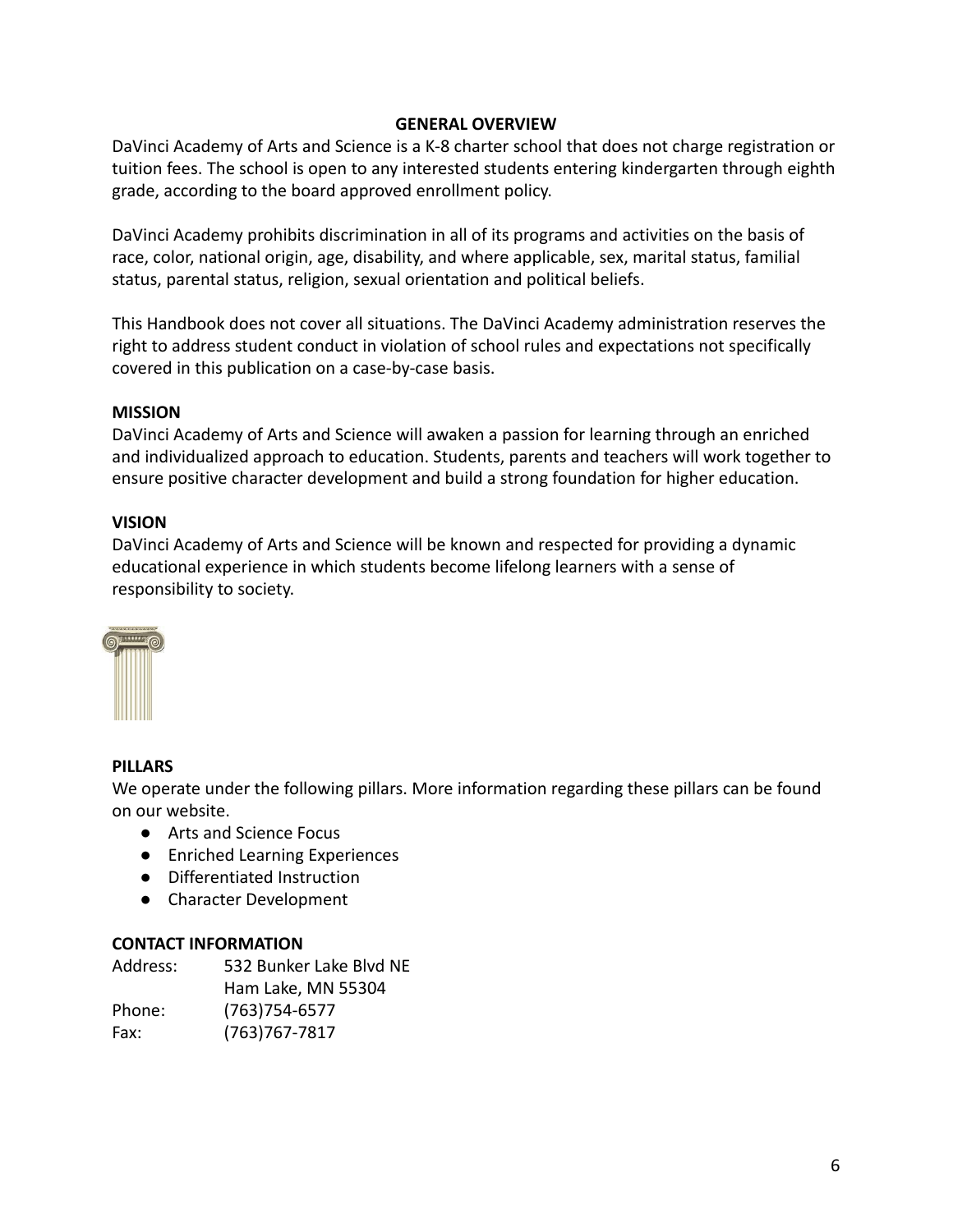## GENERAL OVERVIEW

DaVinci Academy of Arts and Science is a K-8 charter school that does not charge registration or tuition fees. The school is open to any interested students entering kindergarten through eighth grade, according to the board approved enrollment policy.

DaVinci Academy prohibits discrimination in all of its programs and activities on the basis of race, color, national origin, age, disability, and where applicable, sex, marital status, familial status, parental status, religion, sexual orientation and political beliefs.

This Handbook does not cover all situations. The DaVinci Academy administration reserves the right to address student conduct in violation of school rules and expectations not specifically covered in this publication on a case-by-case basis.

### MISSION

DaVinci Academy of Arts and Science will awaken a passion for learning through an enriched and individualized approach to education. Students, parents and teachers will work together to ensure positive character development and build a strong foundation for higher education.

### VISION

DaVinci Academy of Arts and Science will be known and respected for providing a dynamic educational experience in which students become lifelong learners with a sense of responsibility to society.

### PILLARS

We operate under the following pillars. More information regarding these pillars can be found on our website.

- Arts and Science Focus
- Enriched Learning Experiences
- Differentiated Instruction
- Character Development

### CONTACT INFORMATION

Address: 532 Bunker Lake Blvd NE
Ham Lake, MN 55304
Phone: (763)754-6577
Fax: (763)767-7817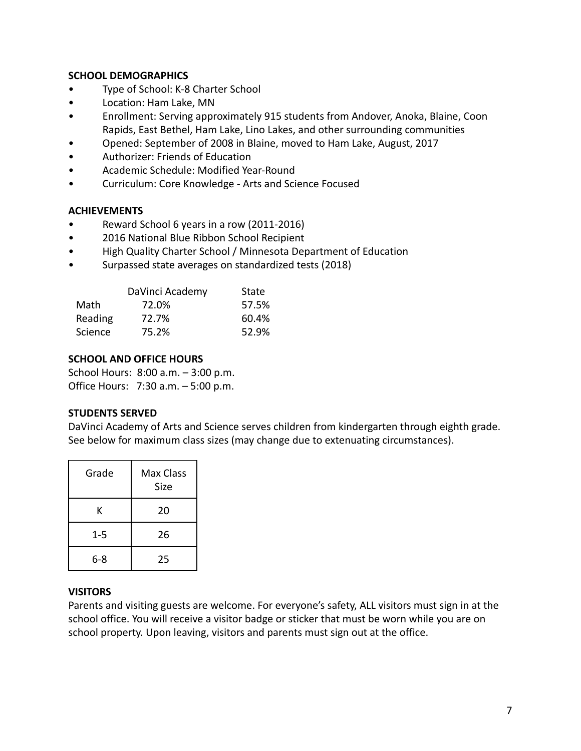### SCHOOL DEMOGRAPHICS

- Type of School: K-8 Charter School
- Location: Ham Lake, MN
- Enrollment: Serving approximately 915 students from Andover, Anoka, Blaine, Coon Rapids, East Bethel, Ham Lake, Lino Lakes, and other surrounding communities
- Opened: September of 2008 in Blaine, moved to Ham Lake, August, 2017
- Authorizer: Friends of Education
- Academic Schedule: Modified Year-Round
- Curriculum: Core Knowledge - Arts and Science Focused

### ACHIEVEMENTS

- Reward School 6 years in a row (2011-2016)
- 2016 National Blue Ribbon School Recipient
- High Quality Charter School / Minnesota Department of Education
- Surpassed state averages on standardized tests (2018)

| | DaVinci Academy | State |
|---|---|---|
| Math | 72.0% | 57.5% |
| Reading | 72.7% | 60.4% |
| Science | 75.2% | 52.9% |

### SCHOOL AND OFFICE HOURS

School Hours: 8:00 a.m. – 3:00 p.m.
Office Hours: 7:30 a.m. – 5:00 p.m.

### STUDENTS SERVED

DaVinci Academy of Arts and Science serves children from kindergarten through eighth grade. See below for maximum class sizes (may change due to extenuating circumstances).

| Grade | Max Class Size |
|---|---|
| K | 20 |
| 1-5 | 26 |
| 6-8 | 25 |

### VISITORS

Parents and visiting guests are welcome. For everyone's safety, ALL visitors must sign in at the school office. You will receive a visitor badge or sticker that must be worn while you are on school property. Upon leaving, visitors and parents must sign out at the office.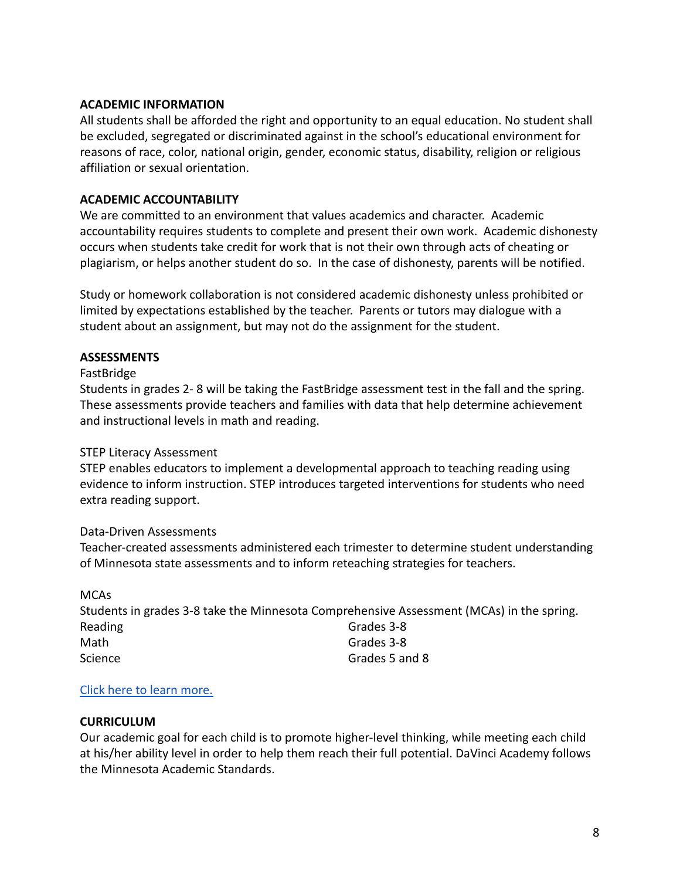## ACADEMIC INFORMATION

All students shall be afforded the right and opportunity to an equal education. No student shall be excluded, segregated or discriminated against in the school's educational environment for reasons of race, color, national origin, gender, economic status, disability, religion or religious affiliation or sexual orientation.

## ACADEMIC ACCOUNTABILITY

We are committed to an environment that values academics and character. Academic accountability requires students to complete and present their own work. Academic dishonesty occurs when students take credit for work that is not their own through acts of cheating or plagiarism, or helps another student do so. In the case of dishonesty, parents will be notified.

Study or homework collaboration is not considered academic dishonesty unless prohibited or limited by expectations established by the teacher. Parents or tutors may dialogue with a student about an assignment, but may not do the assignment for the student.

## ASSESSMENTS

FastBridge

Students in grades 2- 8 will be taking the FastBridge assessment test in the fall and the spring. These assessments provide teachers and families with data that help determine achievement and instructional levels in math and reading.

STEP Literacy Assessment

STEP enables educators to implement a developmental approach to teaching reading using evidence to inform instruction. STEP introduces targeted interventions for students who need extra reading support.

Data-Driven Assessments

Teacher-created assessments administered each trimester to determine student understanding of Minnesota state assessments and to inform reteaching strategies for teachers.

MCAs

Students in grades 3-8 take the Minnesota Comprehensive Assessment (MCAs) in the spring.

| | |
|---|---|
| Reading | Grades 3-8 |
| Math | Grades 3-8 |
| Science | Grades 5 and 8 |

[Click here to learn more.]

## CURRICULUM

Our academic goal for each child is to promote higher-level thinking, while meeting each child at his/her ability level in order to help them reach their full potential. DaVinci Academy follows the Minnesota Academic Standards.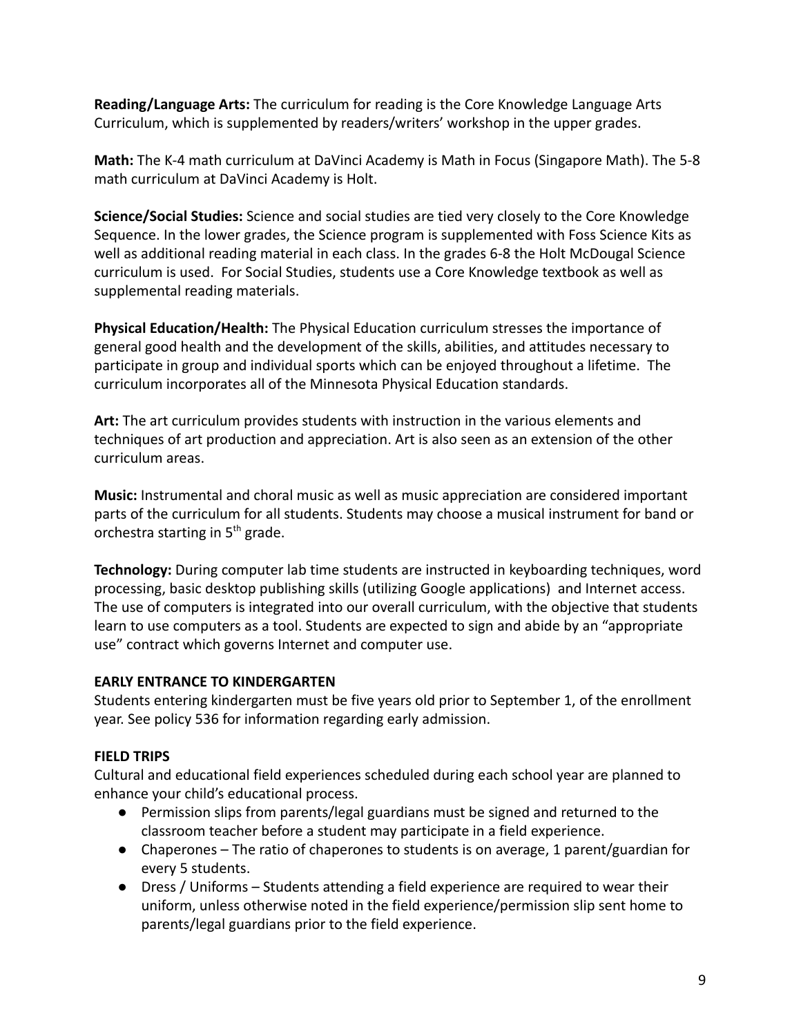**Reading/Language Arts:** The curriculum for reading is the Core Knowledge Language Arts Curriculum, which is supplemented by readers/writers' workshop in the upper grades.

**Math:** The K-4 math curriculum at DaVinci Academy is Math in Focus (Singapore Math). The 5-8 math curriculum at DaVinci Academy is Holt.

**Science/Social Studies:** Science and social studies are tied very closely to the Core Knowledge Sequence. In the lower grades, the Science program is supplemented with Foss Science Kits as well as additional reading material in each class. In the grades 6-8 the Holt McDougal Science curriculum is used. For Social Studies, students use a Core Knowledge textbook as well as supplemental reading materials.

**Physical Education/Health:** The Physical Education curriculum stresses the importance of general good health and the development of the skills, abilities, and attitudes necessary to participate in group and individual sports which can be enjoyed throughout a lifetime. The curriculum incorporates all of the Minnesota Physical Education standards.

**Art:** The art curriculum provides students with instruction in the various elements and techniques of art production and appreciation. Art is also seen as an extension of the other curriculum areas.

**Music:** Instrumental and choral music as well as music appreciation are considered important parts of the curriculum for all students. Students may choose a musical instrument for band or orchestra starting in 5th grade.

**Technology:** During computer lab time students are instructed in keyboarding techniques, word processing, basic desktop publishing skills (utilizing Google applications) and Internet access. The use of computers is integrated into our overall curriculum, with the objective that students learn to use computers as a tool. Students are expected to sign and abide by an "appropriate use" contract which governs Internet and computer use.

### EARLY ENTRANCE TO KINDERGARTEN

Students entering kindergarten must be five years old prior to September 1, of the enrollment year. See policy 536 for information regarding early admission.

### FIELD TRIPS

Cultural and educational field experiences scheduled during each school year are planned to enhance your child's educational process.

- Permission slips from parents/legal guardians must be signed and returned to the classroom teacher before a student may participate in a field experience.
- Chaperones – The ratio of chaperones to students is on average, 1 parent/guardian for every 5 students.
- Dress / Uniforms – Students attending a field experience are required to wear their uniform, unless otherwise noted in the field experience/permission slip sent home to parents/legal guardians prior to the field experience.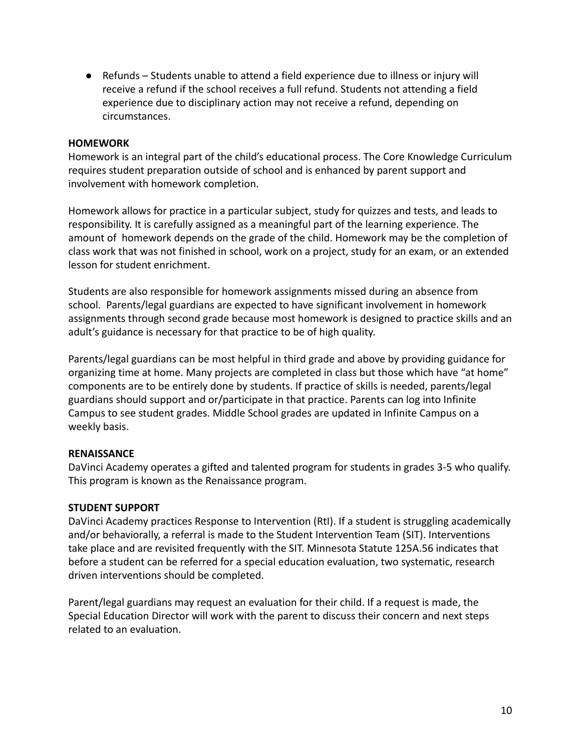- Refunds – Students unable to attend a field experience due to illness or injury will receive a refund if the school receives a full refund. Students not attending a field experience due to disciplinary action may not receive a refund, depending on circumstances.

**HOMEWORK**

Homework is an integral part of the child's educational process. The Core Knowledge Curriculum requires student preparation outside of school and is enhanced by parent support and involvement with homework completion.

Homework allows for practice in a particular subject, study for quizzes and tests, and leads to responsibility. It is carefully assigned as a meaningful part of the learning experience. The amount of homework depends on the grade of the child. Homework may be the completion of class work that was not finished in school, work on a project, study for an exam, or an extended lesson for student enrichment.

Students are also responsible for homework assignments missed during an absence from school. Parents/legal guardians are expected to have significant involvement in homework assignments through second grade because most homework is designed to practice skills and an adult's guidance is necessary for that practice to be of high quality.

Parents/legal guardians can be most helpful in third grade and above by providing guidance for organizing time at home. Many projects are completed in class but those which have "at home" components are to be entirely done by students. If practice of skills is needed, parents/legal guardians should support and or/participate in that practice. Parents can log into Infinite Campus to see student grades. Middle School grades are updated in Infinite Campus on a weekly basis.

**RENAISSANCE**

DaVinci Academy operates a gifted and talented program for students in grades 3-5 who qualify. This program is known as the Renaissance program.

**STUDENT SUPPORT**

DaVinci Academy practices Response to Intervention (RtI). If a student is struggling academically and/or behaviorally, a referral is made to the Student Intervention Team (SIT). Interventions take place and are revisited frequently with the SIT. Minnesota Statute 125A.56 indicates that before a student can be referred for a special education evaluation, two systematic, research driven interventions should be completed.

Parent/legal guardians may request an evaluation for their child. If a request is made, the Special Education Director will work with the parent to discuss their concern and next steps related to an evaluation.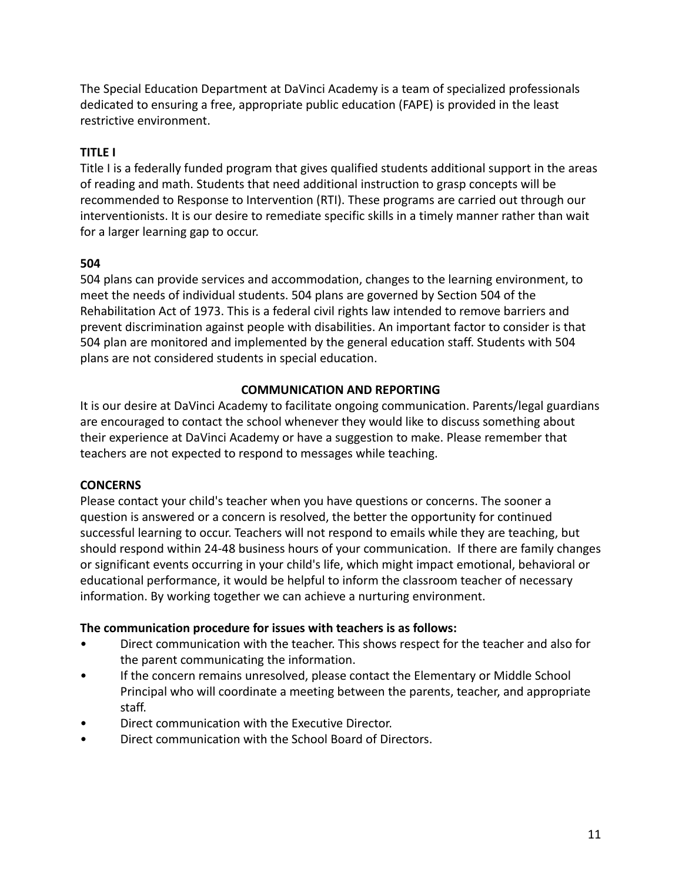The Special Education Department at DaVinci Academy is a team of specialized professionals dedicated to ensuring a free, appropriate public education (FAPE) is provided in the least restrictive environment.

**TITLE I**

Title I is a federally funded program that gives qualified students additional support in the areas of reading and math. Students that need additional instruction to grasp concepts will be recommended to Response to Intervention (RTI). These programs are carried out through our interventionists. It is our desire to remediate specific skills in a timely manner rather than wait for a larger learning gap to occur.

**504**

504 plans can provide services and accommodation, changes to the learning environment, to meet the needs of individual students. 504 plans are governed by Section 504 of the Rehabilitation Act of 1973. This is a federal civil rights law intended to remove barriers and prevent discrimination against people with disabilities. An important factor to consider is that 504 plan are monitored and implemented by the general education staff. Students with 504 plans are not considered students in special education.

## COMMUNICATION AND REPORTING

It is our desire at DaVinci Academy to facilitate ongoing communication. Parents/legal guardians are encouraged to contact the school whenever they would like to discuss something about their experience at DaVinci Academy or have a suggestion to make. Please remember that teachers are not expected to respond to messages while teaching.

**CONCERNS**

Please contact your child's teacher when you have questions or concerns. The sooner a question is answered or a concern is resolved, the better the opportunity for continued successful learning to occur. Teachers will not respond to emails while they are teaching, but should respond within 24-48 business hours of your communication. If there are family changes or significant events occurring in your child's life, which might impact emotional, behavioral or educational performance, it would be helpful to inform the classroom teacher of necessary information. By working together we can achieve a nurturing environment.

**The communication procedure for issues with teachers is as follows:**

- Direct communication with the teacher. This shows respect for the teacher and also for the parent communicating the information.
- If the concern remains unresolved, please contact the Elementary or Middle School Principal who will coordinate a meeting between the parents, teacher, and appropriate staff.
- Direct communication with the Executive Director.
- Direct communication with the School Board of Directors.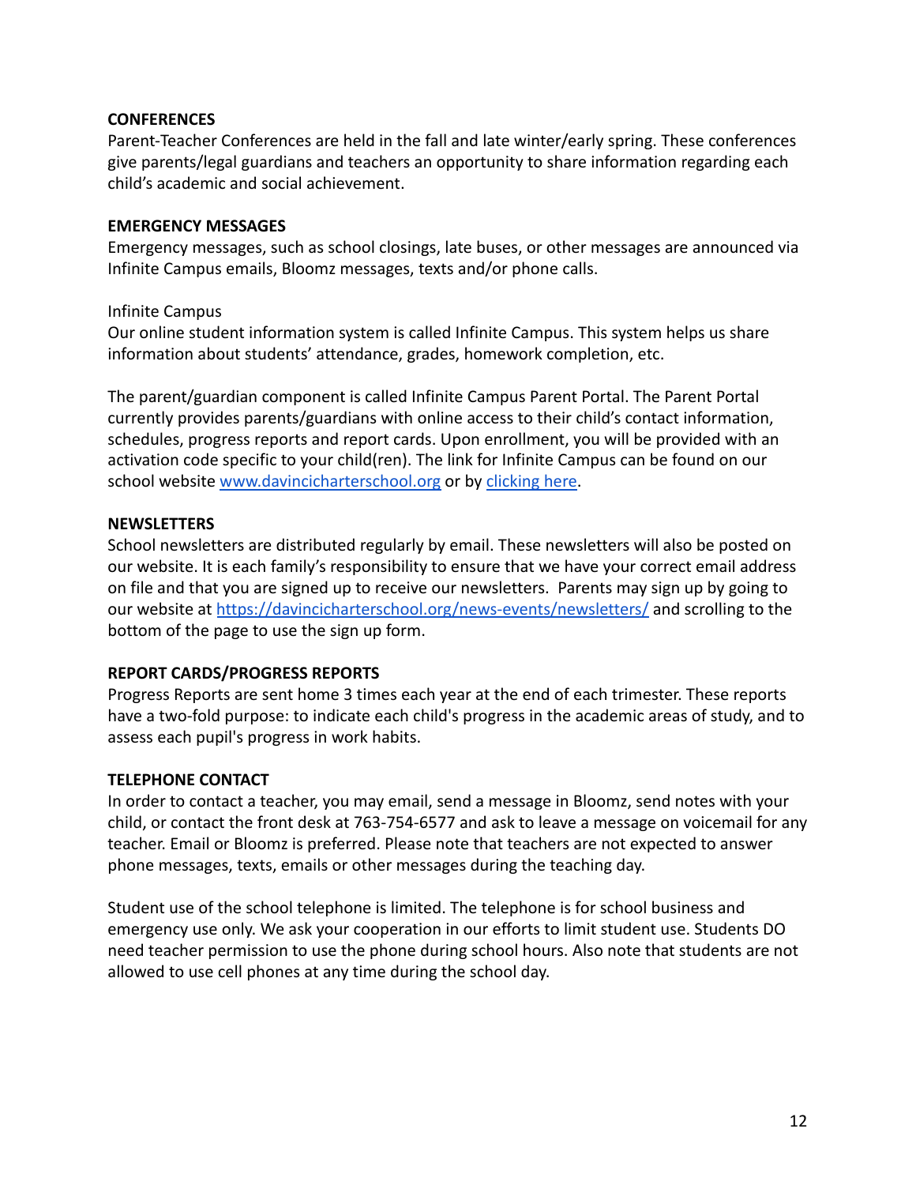**CONFERENCES**

Parent-Teacher Conferences are held in the fall and late winter/early spring. These conferences give parents/legal guardians and teachers an opportunity to share information regarding each child's academic and social achievement.

**EMERGENCY MESSAGES**

Emergency messages, such as school closings, late buses, or other messages are announced via Infinite Campus emails, Bloomz messages, texts and/or phone calls.

Infinite Campus

Our online student information system is called Infinite Campus. This system helps us share information about students' attendance, grades, homework completion, etc.

The parent/guardian component is called Infinite Campus Parent Portal. The Parent Portal currently provides parents/guardians with online access to their child's contact information, schedules, progress reports and report cards. Upon enrollment, you will be provided with an activation code specific to your child(ren). The link for Infinite Campus can be found on our school website [www.davincicharterschool.org](http://www.davincicharterschool.org) or by clicking here.

**NEWSLETTERS**

School newsletters are distributed regularly by email. These newsletters will also be posted on our website. It is each family's responsibility to ensure that we have your correct email address on file and that you are signed up to receive our newsletters. Parents may sign up by going to our website at [https://davincicharterschool.org/news-events/newsletters/](https://davincicharterschool.org/news-events/newsletters/) and scrolling to the bottom of the page to use the sign up form.

**REPORT CARDS/PROGRESS REPORTS**

Progress Reports are sent home 3 times each year at the end of each trimester. These reports have a two-fold purpose: to indicate each child's progress in the academic areas of study, and to assess each pupil's progress in work habits.

**TELEPHONE CONTACT**

In order to contact a teacher, you may email, send a message in Bloomz, send notes with your child, or contact the front desk at 763-754-6577 and ask to leave a message on voicemail for any teacher. Email or Bloomz is preferred. Please note that teachers are not expected to answer phone messages, texts, emails or other messages during the teaching day.

Student use of the school telephone is limited. The telephone is for school business and emergency use only. We ask your cooperation in our efforts to limit student use. Students DO need teacher permission to use the phone during school hours. Also note that students are not allowed to use cell phones at any time during the school day.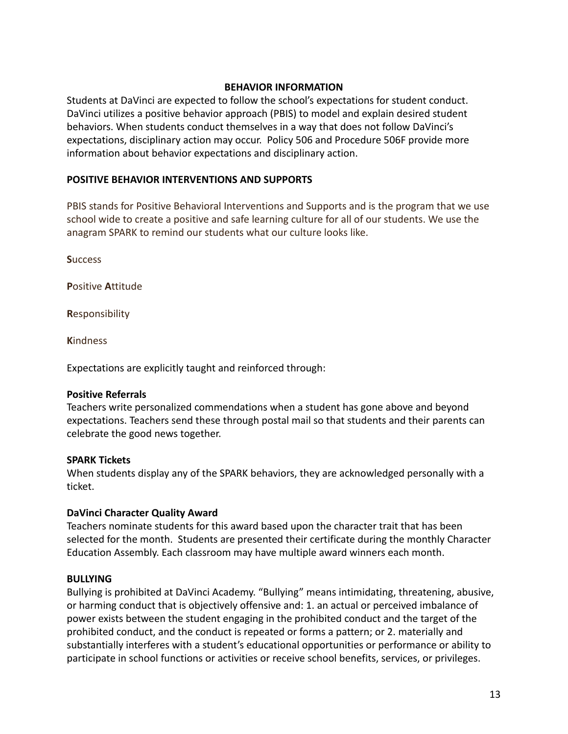## BEHAVIOR INFORMATION

Students at DaVinci are expected to follow the school's expectations for student conduct. DaVinci utilizes a positive behavior approach (PBIS) to model and explain desired student behaviors. When students conduct themselves in a way that does not follow DaVinci's expectations, disciplinary action may occur. Policy 506 and Procedure 506F provide more information about behavior expectations and disciplinary action.

### POSITIVE BEHAVIOR INTERVENTIONS AND SUPPORTS

PBIS stands for Positive Behavioral Interventions and Supports and is the program that we use school wide to create a positive and safe learning culture for all of our students. We use the anagram SPARK to remind our students what our culture looks like.

**S**uccess

**P**ositive **A**ttitude

**R**esponsibility

**K**indness

Expectations are explicitly taught and reinforced through:

**Positive Referrals**
Teachers write personalized commendations when a student has gone above and beyond expectations. Teachers send these through postal mail so that students and their parents can celebrate the good news together.

**SPARK Tickets**
When students display any of the SPARK behaviors, they are acknowledged personally with a ticket.

**DaVinci Character Quality Award**
Teachers nominate students for this award based upon the character trait that has been selected for the month. Students are presented their certificate during the monthly Character Education Assembly. Each classroom may have multiple award winners each month.

### BULLYING

Bullying is prohibited at DaVinci Academy. "Bullying" means intimidating, threatening, abusive, or harming conduct that is objectively offensive and: 1. an actual or perceived imbalance of power exists between the student engaging in the prohibited conduct and the target of the prohibited conduct, and the conduct is repeated or forms a pattern; or 2. materially and substantially interferes with a student's educational opportunities or performance or ability to participate in school functions or activities or receive school benefits, services, or privileges.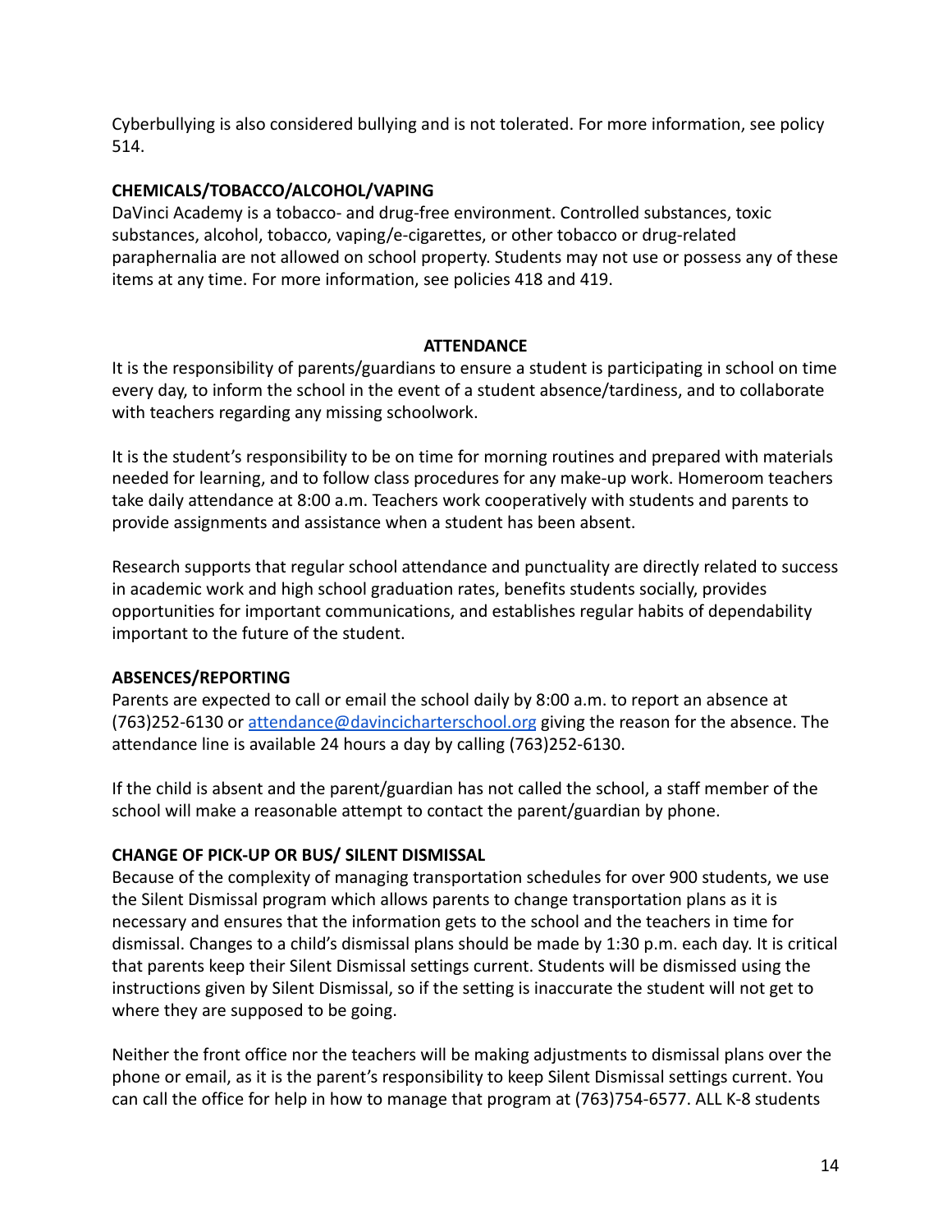Cyberbullying is also considered bullying and is not tolerated. For more information, see policy 514.

**CHEMICALS/TOBACCO/ALCOHOL/VAPING**

DaVinci Academy is a tobacco- and drug-free environment. Controlled substances, toxic substances, alcohol, tobacco, vaping/e-cigarettes, or other tobacco or drug-related paraphernalia are not allowed on school property. Students may not use or possess any of these items at any time. For more information, see policies 418 and 419.

## ATTENDANCE

It is the responsibility of parents/guardians to ensure a student is participating in school on time every day, to inform the school in the event of a student absence/tardiness, and to collaborate with teachers regarding any missing schoolwork.

It is the student's responsibility to be on time for morning routines and prepared with materials needed for learning, and to follow class procedures for any make-up work. Homeroom teachers take daily attendance at 8:00 a.m. Teachers work cooperatively with students and parents to provide assignments and assistance when a student has been absent.

Research supports that regular school attendance and punctuality are directly related to success in academic work and high school graduation rates, benefits students socially, provides opportunities for important communications, and establishes regular habits of dependability important to the future of the student.

**ABSENCES/REPORTING**

Parents are expected to call or email the school daily by 8:00 a.m. to report an absence at (763)252-6130 or attendance@davincicharterschool.org giving the reason for the absence. The attendance line is available 24 hours a day by calling (763)252-6130.

If the child is absent and the parent/guardian has not called the school, a staff member of the school will make a reasonable attempt to contact the parent/guardian by phone.

**CHANGE OF PICK-UP OR BUS/ SILENT DISMISSAL**

Because of the complexity of managing transportation schedules for over 900 students, we use the Silent Dismissal program which allows parents to change transportation plans as it is necessary and ensures that the information gets to the school and the teachers in time for dismissal. Changes to a child's dismissal plans should be made by 1:30 p.m. each day. It is critical that parents keep their Silent Dismissal settings current. Students will be dismissed using the instructions given by Silent Dismissal, so if the setting is inaccurate the student will not get to where they are supposed to be going.

Neither the front office nor the teachers will be making adjustments to dismissal plans over the phone or email, as it is the parent's responsibility to keep Silent Dismissal settings current. You can call the office for help in how to manage that program at (763)754-6577. ALL K-8 students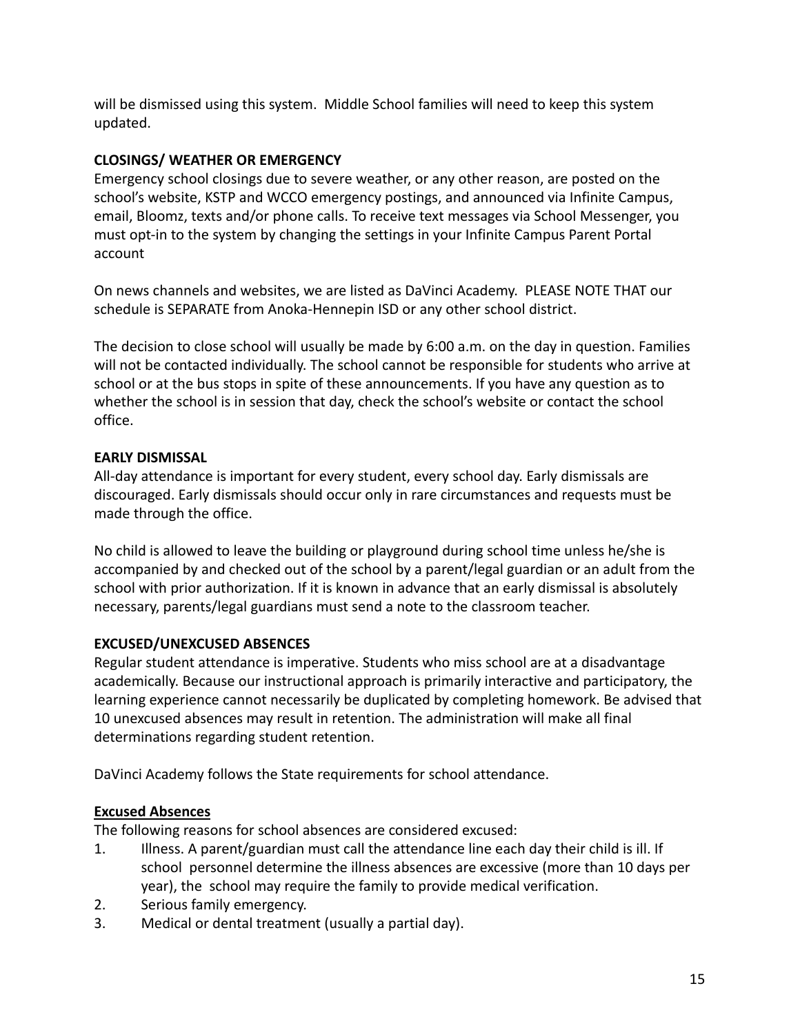will be dismissed using this system. Middle School families will need to keep this system updated.

**CLOSINGS/ WEATHER OR EMERGENCY**

Emergency school closings due to severe weather, or any other reason, are posted on the school's website, KSTP and WCCO emergency postings, and announced via Infinite Campus, email, Bloomz, texts and/or phone calls. To receive text messages via School Messenger, you must opt-in to the system by changing the settings in your Infinite Campus Parent Portal account

On news channels and websites, we are listed as DaVinci Academy. PLEASE NOTE THAT our schedule is SEPARATE from Anoka-Hennepin ISD or any other school district.

The decision to close school will usually be made by 6:00 a.m. on the day in question. Families will not be contacted individually. The school cannot be responsible for students who arrive at school or at the bus stops in spite of these announcements. If you have any question as to whether the school is in session that day, check the school's website or contact the school office.

**EARLY DISMISSAL**

All-day attendance is important for every student, every school day. Early dismissals are discouraged. Early dismissals should occur only in rare circumstances and requests must be made through the office.

No child is allowed to leave the building or playground during school time unless he/she is accompanied by and checked out of the school by a parent/legal guardian or an adult from the school with prior authorization. If it is known in advance that an early dismissal is absolutely necessary, parents/legal guardians must send a note to the classroom teacher.

**EXCUSED/UNEXCUSED ABSENCES**

Regular student attendance is imperative. Students who miss school are at a disadvantage academically. Because our instructional approach is primarily interactive and participatory, the learning experience cannot necessarily be duplicated by completing homework. Be advised that 10 unexcused absences may result in retention. The administration will make all final determinations regarding student retention.

DaVinci Academy follows the State requirements for school attendance.

**<u>Excused Absences</u>**

The following reasons for school absences are considered excused:

1. Illness. A parent/guardian must call the attendance line each day their child is ill. If school personnel determine the illness absences are excessive (more than 10 days per year), the school may require the family to provide medical verification.
2. Serious family emergency.
3. Medical or dental treatment (usually a partial day).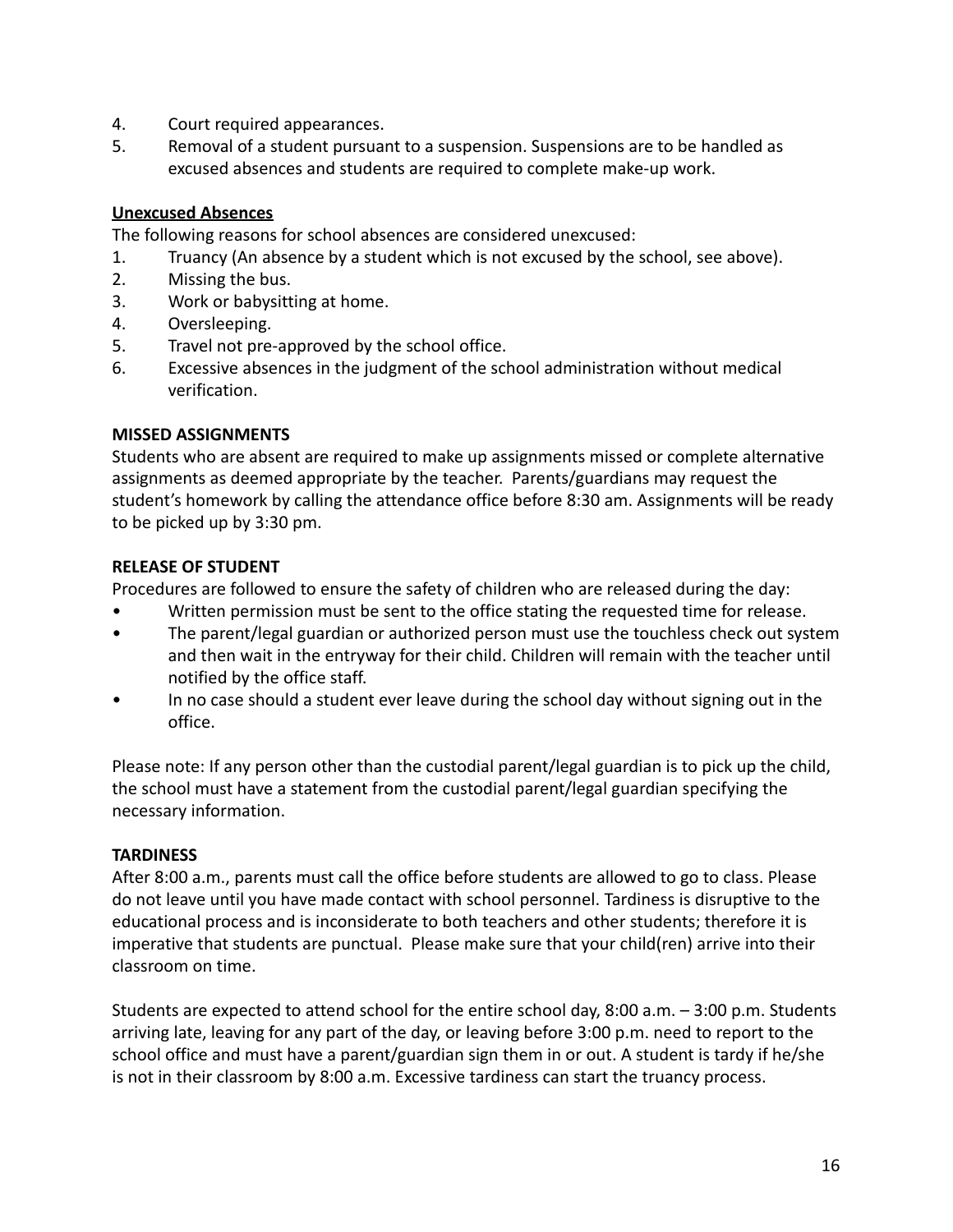4. Court required appearances.
5. Removal of a student pursuant to a suspension. Suspensions are to be handled as excused absences and students are required to complete make-up work.

**Unexcused Absences**

The following reasons for school absences are considered unexcused:

1. Truancy (An absence by a student which is not excused by the school, see above).
2. Missing the bus.
3. Work or babysitting at home.
4. Oversleeping.
5. Travel not pre-approved by the school office.
6. Excessive absences in the judgment of the school administration without medical verification.

**MISSED ASSIGNMENTS**

Students who are absent are required to make up assignments missed or complete alternative assignments as deemed appropriate by the teacher. Parents/guardians may request the student's homework by calling the attendance office before 8:30 am. Assignments will be ready to be picked up by 3:30 pm.

**RELEASE OF STUDENT**

Procedures are followed to ensure the safety of children who are released during the day:

- Written permission must be sent to the office stating the requested time for release.
- The parent/legal guardian or authorized person must use the touchless check out system and then wait in the entryway for their child. Children will remain with the teacher until notified by the office staff.
- In no case should a student ever leave during the school day without signing out in the office.

Please note: If any person other than the custodial parent/legal guardian is to pick up the child, the school must have a statement from the custodial parent/legal guardian specifying the necessary information.

**TARDINESS**

After 8:00 a.m., parents must call the office before students are allowed to go to class. Please do not leave until you have made contact with school personnel. Tardiness is disruptive to the educational process and is inconsiderate to both teachers and other students; therefore it is imperative that students are punctual. Please make sure that your child(ren) arrive into their classroom on time.

Students are expected to attend school for the entire school day, 8:00 a.m. – 3:00 p.m. Students arriving late, leaving for any part of the day, or leaving before 3:00 p.m. need to report to the school office and must have a parent/guardian sign them in or out. A student is tardy if he/she is not in their classroom by 8:00 a.m. Excessive tardiness can start the truancy process.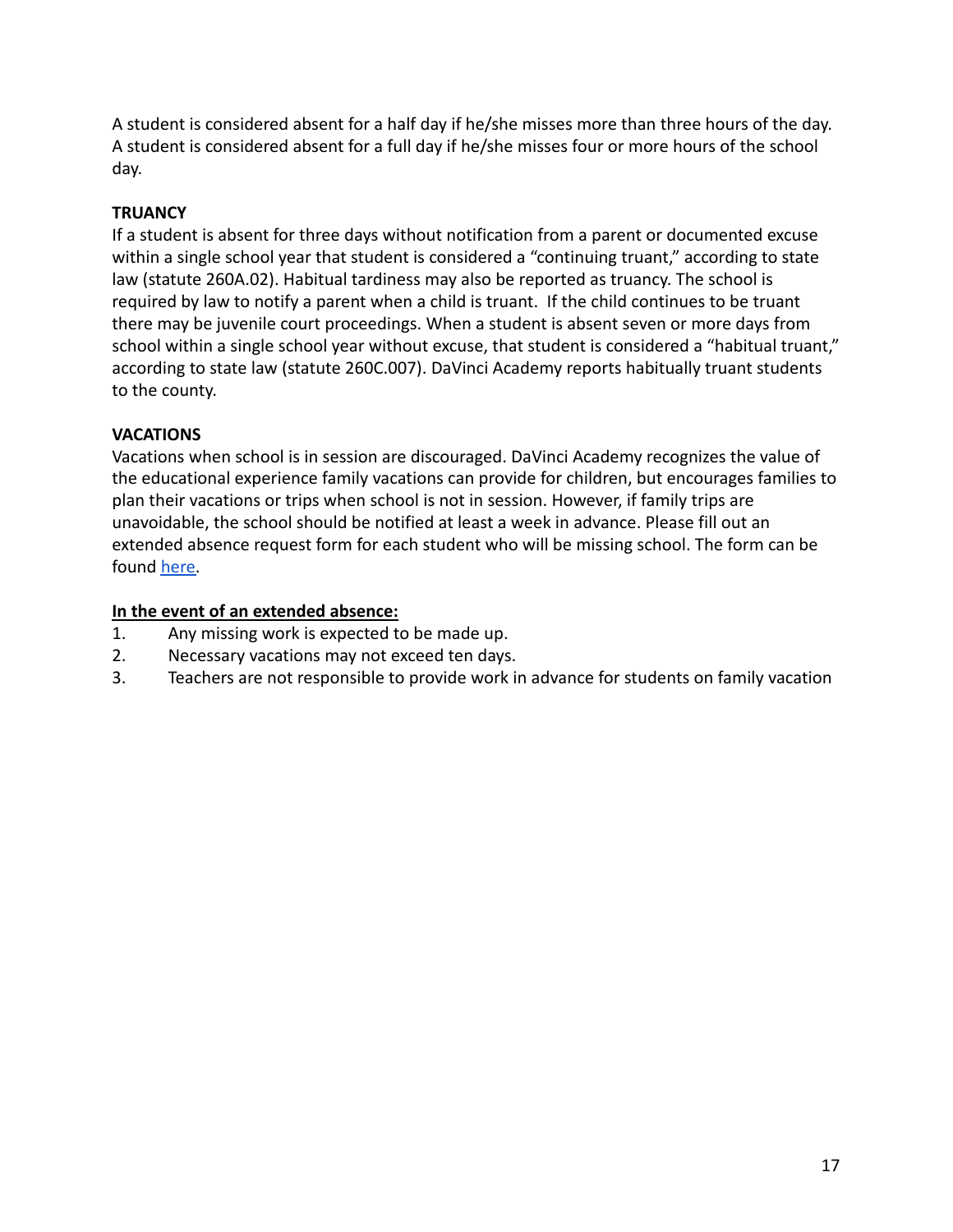A student is considered absent for a half day if he/she misses more than three hours of the day. A student is considered absent for a full day if he/she misses four or more hours of the school day.

**TRUANCY**

If a student is absent for three days without notification from a parent or documented excuse within a single school year that student is considered a "continuing truant," according to state law (statute 260A.02). Habitual tardiness may also be reported as truancy. The school is required by law to notify a parent when a child is truant. If the child continues to be truant there may be juvenile court proceedings. When a student is absent seven or more days from school within a single school year without excuse, that student is considered a "habitual truant," according to state law (statute 260C.007). DaVinci Academy reports habitually truant students to the county.

**VACATIONS**

Vacations when school is in session are discouraged. DaVinci Academy recognizes the value of the educational experience family vacations can provide for children, but encourages families to plan their vacations or trips when school is not in session. However, if family trips are unavoidable, the school should be notified at least a week in advance. Please fill out an extended absence request form for each student who will be missing school. The form can be found here.

**In the event of an extended absence:**

1. Any missing work is expected to be made up.
2. Necessary vacations may not exceed ten days.
3. Teachers are not responsible to provide work in advance for students on family vacation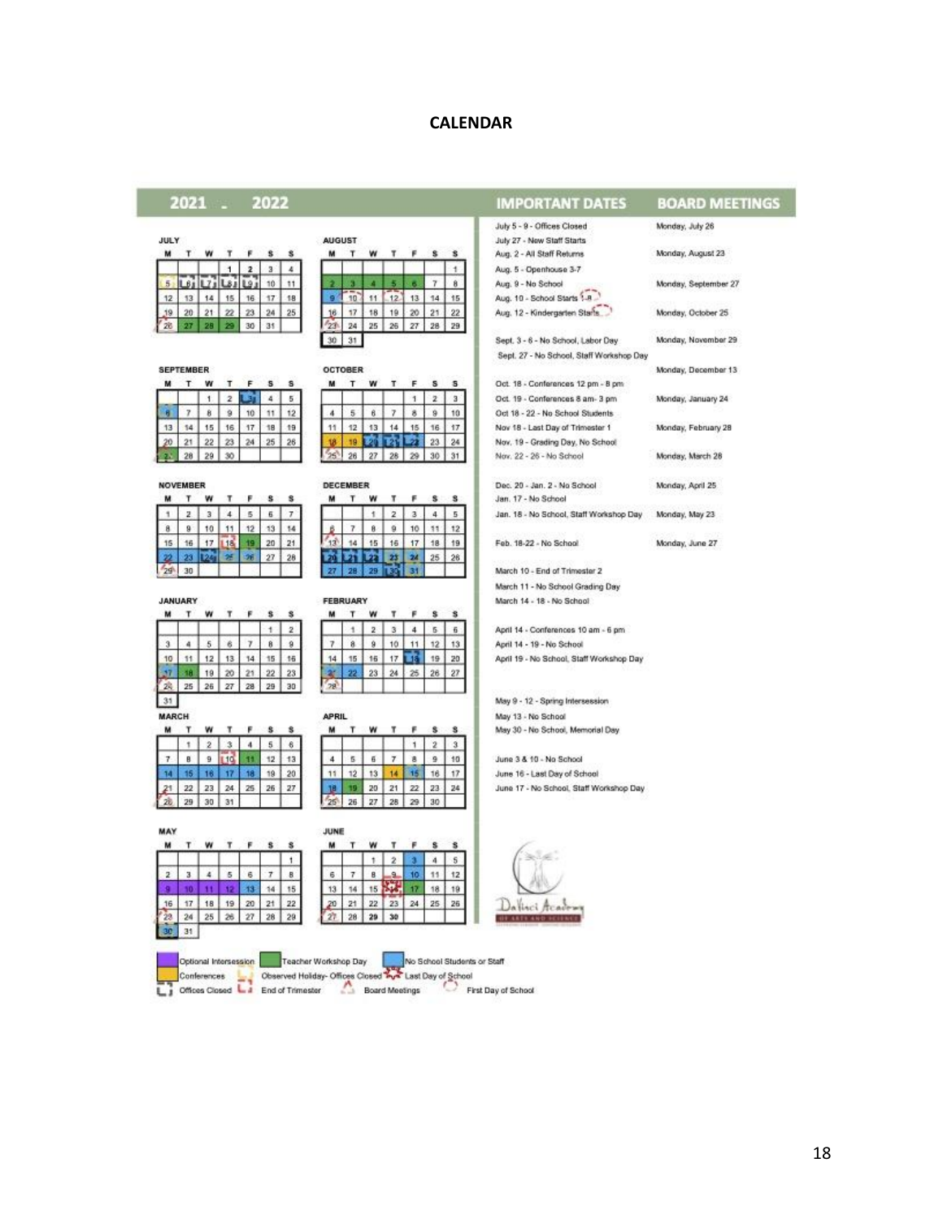# CALENDAR

## 2021 - 2022

### JULY

| M | T | W | T | F | S | S |
|---|---|---|---|---|---|---|
| | | | 1 | 2 | 3 | 4 |
| 5 | 6 | 7 | 8 | 9 | 10 | 11 |
| 12 | 13 | 14 | 15 | 16 | 17 | 18 |
| 19 | 20 | 21 | 22 | 23 | 24 | 25 |
| 26 | 27 | 28 | 29 | 30 | 31 | |

### AUGUST

| M | T | W | T | F | S | S |
|---|---|---|---|---|---|---|
| | | | | | | 1 |
| 2 | 3 | 4 | 5 | 6 | 7 | 8 |
| 9 | 10 | 11 | 12 | 13 | 14 | 15 |
| 16 | 17 | 18 | 19 | 20 | 21 | 22 |
| 23 | 24 | 25 | 26 | 27 | 28 | 29 |
| 30 | 31 | | | | | |

### SEPTEMBER

| M | T | W | T | F | S | S |
|---|---|---|---|---|---|---|
| | | 1 | 2 | 3 | 4 | 5 |
| 6 | 7 | 8 | 9 | 10 | 11 | 12 |
| 13 | 14 | 15 | 16 | 17 | 18 | 19 |
| 20 | 21 | 22 | 23 | 24 | 25 | 26 |
| 27 | 28 | 29 | 30 | | | |

### OCTOBER

| M | T | W | T | F | S | S |
|---|---|---|---|---|---|---|
| | | | | 1 | 2 | 3 |
| 4 | 5 | 6 | 7 | 8 | 9 | 10 |
| 11 | 12 | 13 | 14 | 15 | 16 | 17 |
| 18 | 19 | 20 | 21 | 22 | 23 | 24 |
| 25 | 26 | 27 | 28 | 29 | 30 | 31 |

### NOVEMBER

| M | T | W | T | F | S | S |
|---|---|---|---|---|---|---|
| 1 | 2 | 3 | 4 | 5 | 6 | 7 |
| 8 | 9 | 10 | 11 | 12 | 13 | 14 |
| 15 | 16 | 17 | 18 | 19 | 20 | 21 |
| 22 | 23 | 24 | 25 | 26 | 27 | 28 |
| 29 | 30 | | | | | |

### DECEMBER

| M | T | W | T | F | S | S |
|---|---|---|---|---|---|---|
| | | 1 | 2 | 3 | 4 | 5 |
| 6 | 7 | 8 | 9 | 10 | 11 | 12 |
| 13 | 14 | 15 | 16 | 17 | 18 | 19 |
| 20 | 21 | 22 | 23 | 24 | 25 | 26 |
| 27 | 28 | 29 | 30 | 31 | | |

### JANUARY

| M | T | W | T | F | S | S |
|---|---|---|---|---|---|---|
| | | | | | 1 | 2 |
| 3 | 4 | 5 | 6 | 7 | 8 | 9 |
| 10 | 11 | 12 | 13 | 14 | 15 | 16 |
| 17 | 18 | 19 | 20 | 21 | 22 | 23 |
| 24 | 25 | 26 | 27 | 28 | 29 | 30 |
| 31 | | | | | | |

### FEBRUARY

| M | T | W | T | F | S | S |
|---|---|---|---|---|---|---|
| | 1 | 2 | 3 | 4 | 5 | 6 |
| 7 | 8 | 9 | 10 | 11 | 12 | 13 |
| 14 | 15 | 16 | 17 | 18 | 19 | 20 |
| 21 | 22 | 23 | 24 | 25 | 26 | 27 |
| 28 | | | | | | |

### MARCH

| M | T | W | T | F | S | S |
|---|---|---|---|---|---|---|
| | 1 | 2 | 3 | 4 | 5 | 6 |
| 7 | 8 | 9 | 10 | 11 | 12 | 13 |
| 14 | 15 | 16 | 17 | 18 | 19 | 20 |
| 21 | 22 | 23 | 24 | 25 | 26 | 27 |
| 28 | 29 | 30 | 31 | | | |

### APRIL

| M | T | W | T | F | S | S |
|---|---|---|---|---|---|---|
| | | | | 1 | 2 | 3 |
| 4 | 5 | 6 | 7 | 8 | 9 | 10 |
| 11 | 12 | 13 | 14 | 15 | 16 | 17 |
| 18 | 19 | 20 | 21 | 22 | 23 | 24 |
| 25 | 26 | 27 | 28 | 29 | 30 | |

### MAY

| M | T | W | T | F | S | S |
|---|---|---|---|---|---|---|
| | | | | | | 1 |
| 2 | 3 | 4 | 5 | 6 | 7 | 8 |
| 9 | 10 | 11 | 12 | 13 | 14 | 15 |
| 16 | 17 | 18 | 19 | 20 | 21 | 22 |
| 23 | 24 | 25 | 26 | 27 | 28 | 29 |
| 30 | 31 | | | | | |

### JUNE

| M | T | W | T | F | S | S |
|---|---|---|---|---|---|---|
| | | 1 | 2 | 3 | 4 | 5 |
| 6 | 7 | 8 | 9 | 10 | 11 | 12 |
| 13 | 14 | 15 | 16 | 17 | 18 | 19 |
| 20 | 21 | 22 | 23 | 24 | 25 | 26 |
| 27 | 28 | 29 | 30 | | | |

Legend: Optional Intersession; Teacher Workshop Day; No School Students or Staff; Conferences; Observed Holiday- Offices Closed; Last Day of School; Offices Closed; End of Trimester; Board Meetings; First Day of School

## IMPORTANT DATES

- July 5 - 9 - Offices Closed
- July 27 - New Staff Starts
- Aug. 2 - All Staff Returns
- Aug. 5 - Openhouse 3-7
- Aug. 9 - No School
- Aug. 10 - School Starts 1-8
- Aug. 12 - Kindergarten Starts
- Sept. 3 - 6 - No School, Labor Day
- Sept. 27 - No School, Staff Workshop Day
- Oct. 18 - Conferences 12 pm - 8 pm
- Oct. 19 - Conferences 8 am- 3 pm
- Oct 18 - 22 - No School Students
- Nov 18 - Last Day of Trimester 1
- Nov. 19 - Grading Day, No School
- Nov. 22 - 26 - No School
- Dec. 20 - Jan. 2 - No School
- Jan. 17 - No School
- Jan. 18 - No School, Staff Workshop Day
- Feb. 18-22 - No School
- March 10 - End of Trimester 2
- March 11 - No School Grading Day
- March 14 - 18 - No School
- April 14 - Conferences 10 am - 6 pm
- April 14 - 19 - No School
- April 19 - No School, Staff Workshop Day
- May 9 - 12 - Spring Intersession
- May 13 - No School
- May 30 - No School, Memorial Day
- June 3 & 10 - No School
- June 16 - Last Day of School
- June 17 - No School, Staff Workshop Day

## BOARD MEETINGS

- Monday, July 26
- Monday, August 23
- Monday, September 27
- Monday, October 25
- Monday, November 29
- Monday, December 13
- Monday, January 24
- Monday, February 28
- Monday, March 28
- Monday, April 25
- Monday, May 23
- Monday, June 27

DaVinci Academy of Arts and Science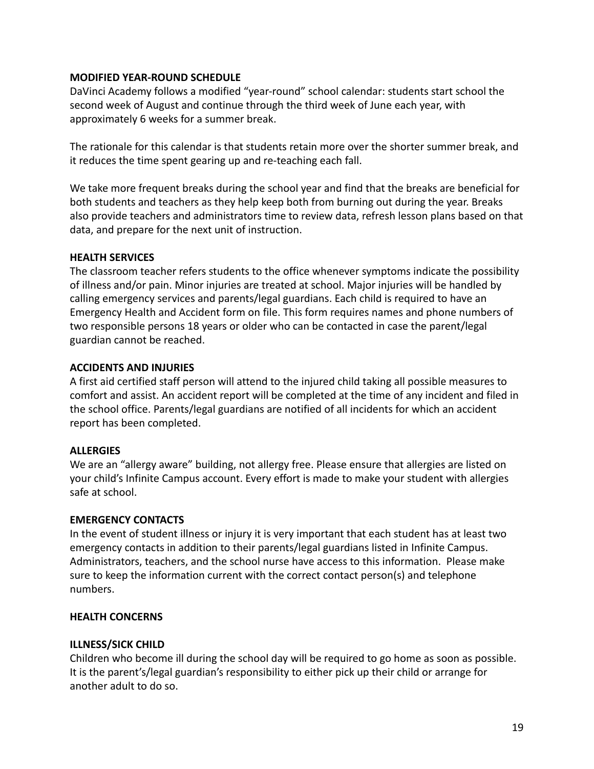**MODIFIED YEAR-ROUND SCHEDULE**

DaVinci Academy follows a modified "year-round" school calendar: students start school the second week of August and continue through the third week of June each year, with approximately 6 weeks for a summer break.

The rationale for this calendar is that students retain more over the shorter summer break, and it reduces the time spent gearing up and re-teaching each fall.

We take more frequent breaks during the school year and find that the breaks are beneficial for both students and teachers as they help keep both from burning out during the year. Breaks also provide teachers and administrators time to review data, refresh lesson plans based on that data, and prepare for the next unit of instruction.

**HEALTH SERVICES**

The classroom teacher refers students to the office whenever symptoms indicate the possibility of illness and/or pain. Minor injuries are treated at school. Major injuries will be handled by calling emergency services and parents/legal guardians. Each child is required to have an Emergency Health and Accident form on file. This form requires names and phone numbers of two responsible persons 18 years or older who can be contacted in case the parent/legal guardian cannot be reached.

**ACCIDENTS AND INJURIES**

A first aid certified staff person will attend to the injured child taking all possible measures to comfort and assist. An accident report will be completed at the time of any incident and filed in the school office. Parents/legal guardians are notified of all incidents for which an accident report has been completed.

**ALLERGIES**

We are an "allergy aware" building, not allergy free. Please ensure that allergies are listed on your child's Infinite Campus account. Every effort is made to make your student with allergies safe at school.

**EMERGENCY CONTACTS**

In the event of student illness or injury it is very important that each student has at least two emergency contacts in addition to their parents/legal guardians listed in Infinite Campus. Administrators, teachers, and the school nurse have access to this information. Please make sure to keep the information current with the correct contact person(s) and telephone numbers.

**HEALTH CONCERNS**

**ILLNESS/SICK CHILD**

Children who become ill during the school day will be required to go home as soon as possible. It is the parent's/legal guardian's responsibility to either pick up their child or arrange for another adult to do so.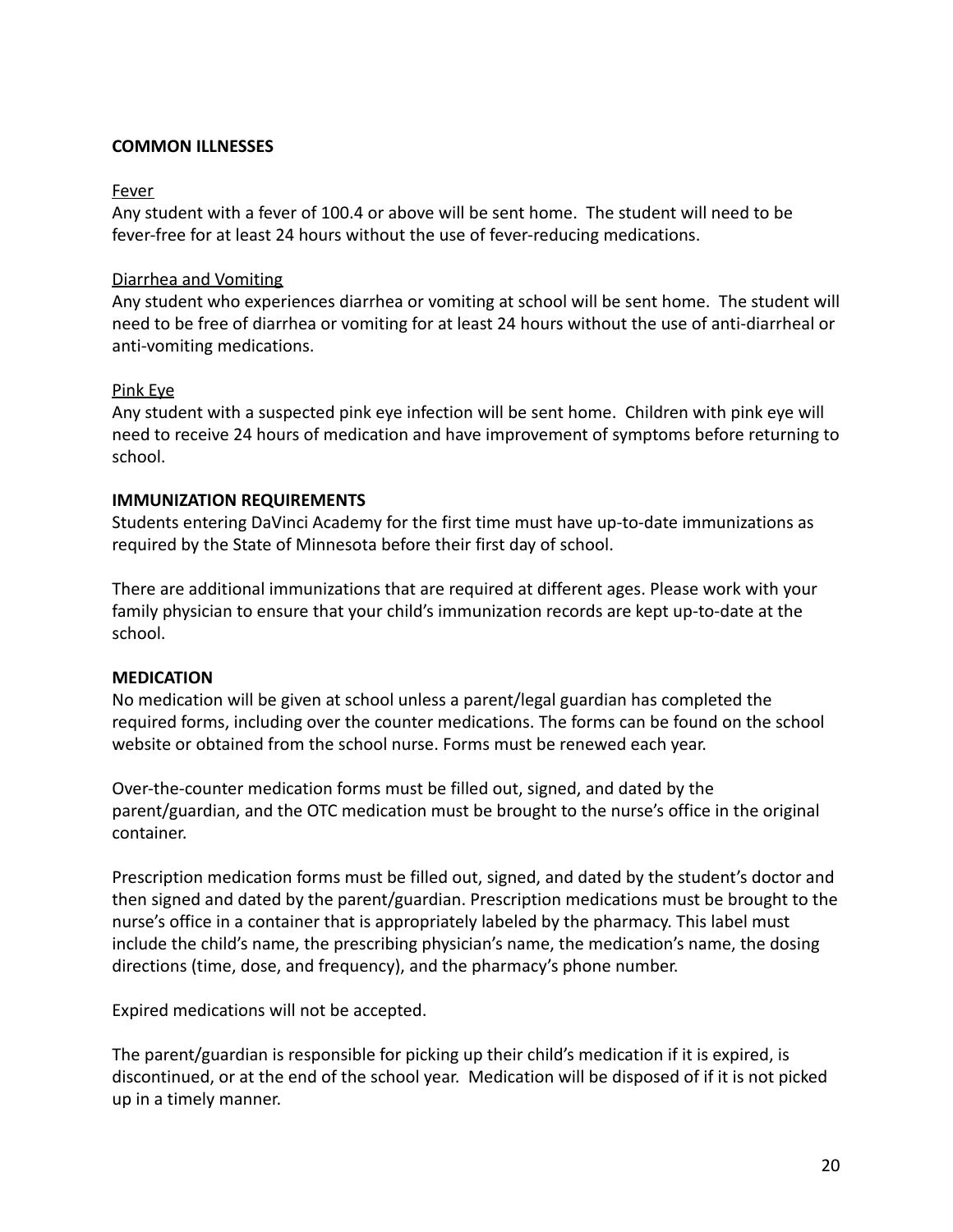## COMMON ILLNESSES

Fever

Any student with a fever of 100.4 or above will be sent home. The student will need to be fever-free for at least 24 hours without the use of fever-reducing medications.

Diarrhea and Vomiting

Any student who experiences diarrhea or vomiting at school will be sent home. The student will need to be free of diarrhea or vomiting for at least 24 hours without the use of anti-diarrheal or anti-vomiting medications.

Pink Eye

Any student with a suspected pink eye infection will be sent home. Children with pink eye will need to receive 24 hours of medication and have improvement of symptoms before returning to school.

## IMMUNIZATION REQUIREMENTS

Students entering DaVinci Academy for the first time must have up-to-date immunizations as required by the State of Minnesota before their first day of school.

There are additional immunizations that are required at different ages. Please work with your family physician to ensure that your child's immunization records are kept up-to-date at the school.

## MEDICATION

No medication will be given at school unless a parent/legal guardian has completed the required forms, including over the counter medications. The forms can be found on the school website or obtained from the school nurse. Forms must be renewed each year.

Over-the-counter medication forms must be filled out, signed, and dated by the parent/guardian, and the OTC medication must be brought to the nurse's office in the original container.

Prescription medication forms must be filled out, signed, and dated by the student's doctor and then signed and dated by the parent/guardian. Prescription medications must be brought to the nurse's office in a container that is appropriately labeled by the pharmacy. This label must include the child's name, the prescribing physician's name, the medication's name, the dosing directions (time, dose, and frequency), and the pharmacy's phone number.

Expired medications will not be accepted.

The parent/guardian is responsible for picking up their child's medication if it is expired, is discontinued, or at the end of the school year. Medication will be disposed of if it is not picked up in a timely manner.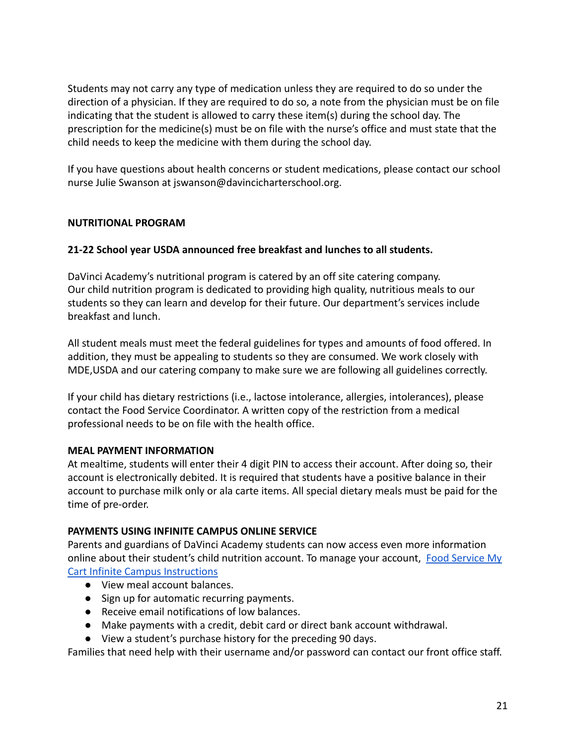Students may not carry any type of medication unless they are required to do so under the direction of a physician. If they are required to do so, a note from the physician must be on file indicating that the student is allowed to carry these item(s) during the school day. The prescription for the medicine(s) must be on file with the nurse's office and must state that the child needs to keep the medicine with them during the school day.

If you have questions about health concerns or student medications, please contact our school nurse Julie Swanson at jswanson@davincicharterschool.org.

**NUTRITIONAL PROGRAM**

**21-22 School year USDA announced free breakfast and lunches to all students.**

DaVinci Academy's nutritional program is catered by an off site catering company.
Our child nutrition program is dedicated to providing high quality, nutritious meals to our students so they can learn and develop for their future. Our department's services include breakfast and lunch.

All student meals must meet the federal guidelines for types and amounts of food offered. In addition, they must be appealing to students so they are consumed. We work closely with MDE,USDA and our catering company to make sure we are following all guidelines correctly.

If your child has dietary restrictions (i.e., lactose intolerance, allergies, intolerances), please contact the Food Service Coordinator. A written copy of the restriction from a medical professional needs to be on file with the health office.

**MEAL PAYMENT INFORMATION**
At mealtime, students will enter their 4 digit PIN to access their account. After doing so, their account is electronically debited. It is required that students have a positive balance in their account to purchase milk only or ala carte items. All special dietary meals must be paid for the time of pre-order.

**PAYMENTS USING INFINITE CAMPUS ONLINE SERVICE**
Parents and guardians of DaVinci Academy students can now access even more information online about their student's child nutrition account. To manage your account, [Food Service My Cart Infinite Campus Instructions]

- View meal account balances.
- Sign up for automatic recurring payments.
- Receive email notifications of low balances.
- Make payments with a credit, debit card or direct bank account withdrawal.
- View a student's purchase history for the preceding 90 days.

Families that need help with their username and/or password can contact our front office staff.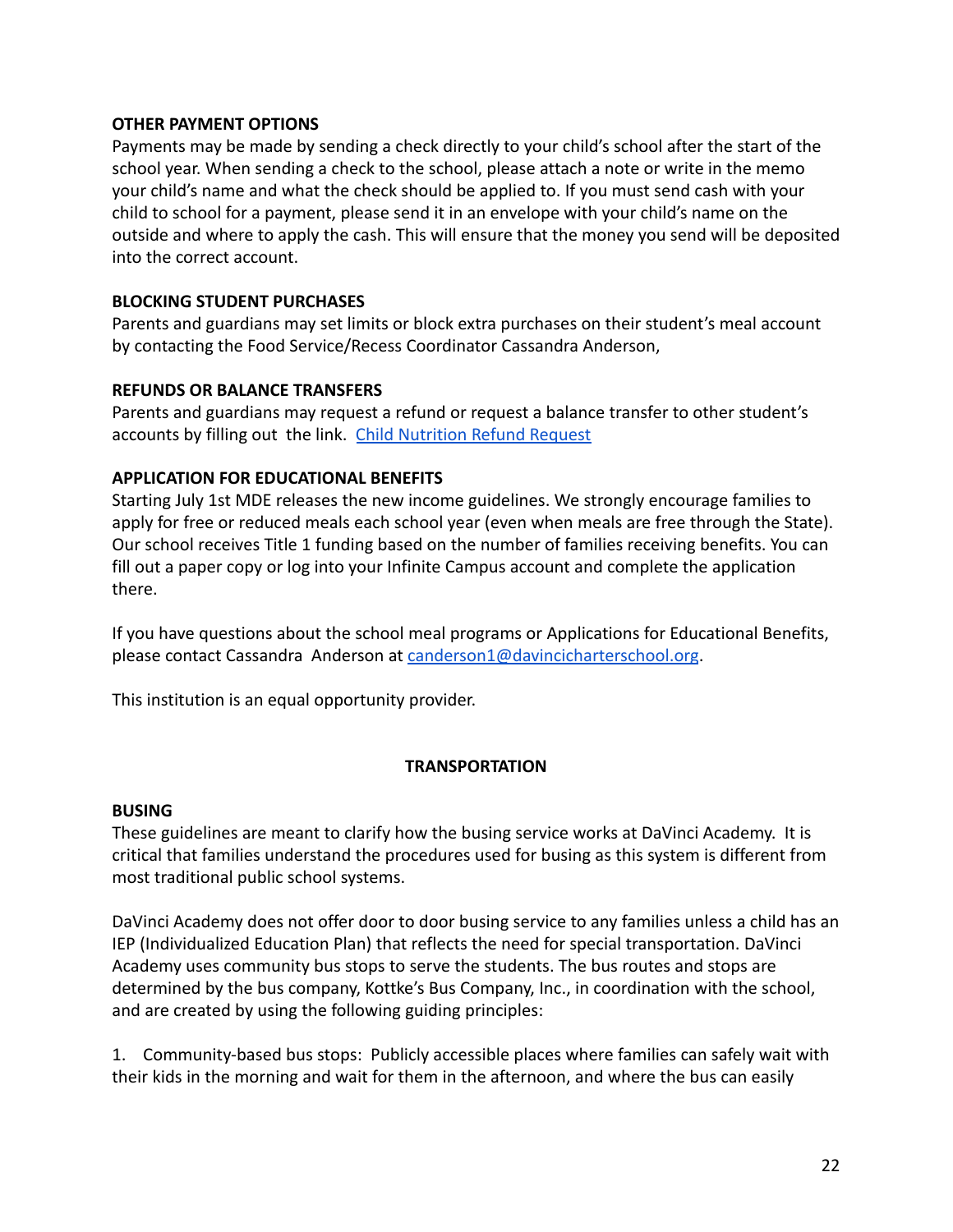**OTHER PAYMENT OPTIONS**

Payments may be made by sending a check directly to your child's school after the start of the school year. When sending a check to the school, please attach a note or write in the memo your child's name and what the check should be applied to. If you must send cash with your child to school for a payment, please send it in an envelope with your child's name on the outside and where to apply the cash. This will ensure that the money you send will be deposited into the correct account.

**BLOCKING STUDENT PURCHASES**

Parents and guardians may set limits or block extra purchases on their student's meal account by contacting the Food Service/Recess Coordinator Cassandra Anderson,

**REFUNDS OR BALANCE TRANSFERS**

Parents and guardians may request a refund or request a balance transfer to other student's accounts by filling out the link. [Child Nutrition Refund Request]

**APPLICATION FOR EDUCATIONAL BENEFITS**

Starting July 1st MDE releases the new income guidelines. We strongly encourage families to apply for free or reduced meals each school year (even when meals are free through the State). Our school receives Title 1 funding based on the number of families receiving benefits. You can fill out a paper copy or log into your Infinite Campus account and complete the application there.

If you have questions about the school meal programs or Applications for Educational Benefits, please contact Cassandra Anderson at canderson1@davincicharterschool.org.

This institution is an equal opportunity provider.

## TRANSPORTATION

**BUSING**

These guidelines are meant to clarify how the busing service works at DaVinci Academy. It is critical that families understand the procedures used for busing as this system is different from most traditional public school systems.

DaVinci Academy does not offer door to door busing service to any families unless a child has an IEP (Individualized Education Plan) that reflects the need for special transportation. DaVinci Academy uses community bus stops to serve the students. The bus routes and stops are determined by the bus company, Kottke's Bus Company, Inc., in coordination with the school, and are created by using the following guiding principles:

1. Community-based bus stops: Publicly accessible places where families can safely wait with their kids in the morning and wait for them in the afternoon, and where the bus can easily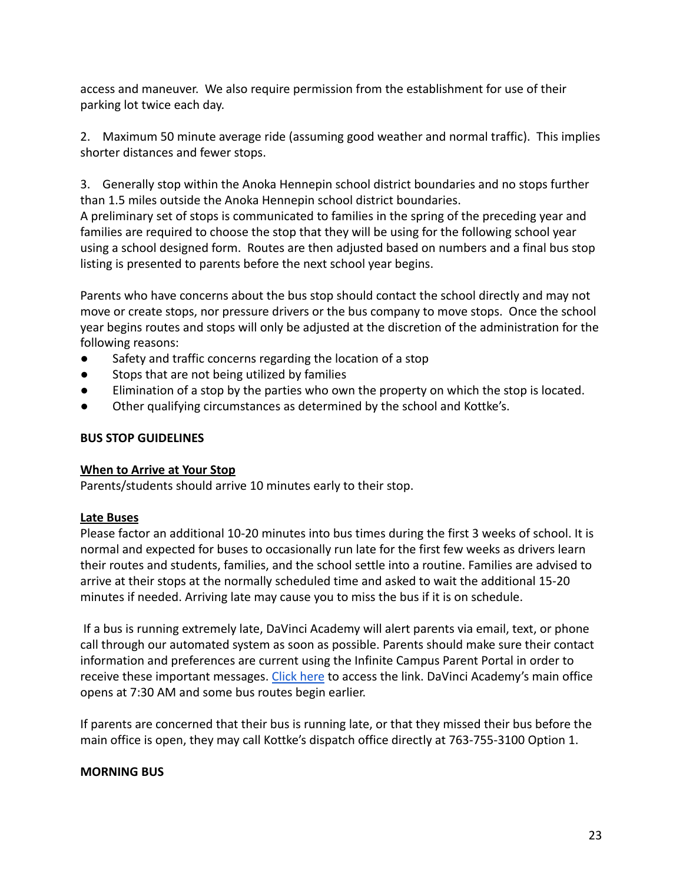access and maneuver. We also require permission from the establishment for use of their parking lot twice each day.

2. Maximum 50 minute average ride (assuming good weather and normal traffic). This implies shorter distances and fewer stops.

3. Generally stop within the Anoka Hennepin school district boundaries and no stops further than 1.5 miles outside the Anoka Hennepin school district boundaries.
A preliminary set of stops is communicated to families in the spring of the preceding year and families are required to choose the stop that they will be using for the following school year using a school designed form. Routes are then adjusted based on numbers and a final bus stop listing is presented to parents before the next school year begins.

Parents who have concerns about the bus stop should contact the school directly and may not move or create stops, nor pressure drivers or the bus company to move stops. Once the school year begins routes and stops will only be adjusted at the discretion of the administration for the following reasons:

- Safety and traffic concerns regarding the location of a stop
- Stops that are not being utilized by families
- Elimination of a stop by the parties who own the property on which the stop is located.
- Other qualifying circumstances as determined by the school and Kottke's.

**BUS STOP GUIDELINES**

**When to Arrive at Your Stop**

Parents/students should arrive 10 minutes early to their stop.

**Late Buses**

Please factor an additional 10-20 minutes into bus times during the first 3 weeks of school. It is normal and expected for buses to occasionally run late for the first few weeks as drivers learn their routes and students, families, and the school settle into a routine. Families are advised to arrive at their stops at the normally scheduled time and asked to wait the additional 15-20 minutes if needed. Arriving late may cause you to miss the bus if it is on schedule.

If a bus is running extremely late, DaVinci Academy will alert parents via email, text, or phone call through our automated system as soon as possible. Parents should make sure their contact information and preferences are current using the Infinite Campus Parent Portal in order to receive these important messages. Click here to access the link. DaVinci Academy's main office opens at 7:30 AM and some bus routes begin earlier.

If parents are concerned that their bus is running late, or that they missed their bus before the main office is open, they may call Kottke's dispatch office directly at 763-755-3100 Option 1.

**MORNING BUS**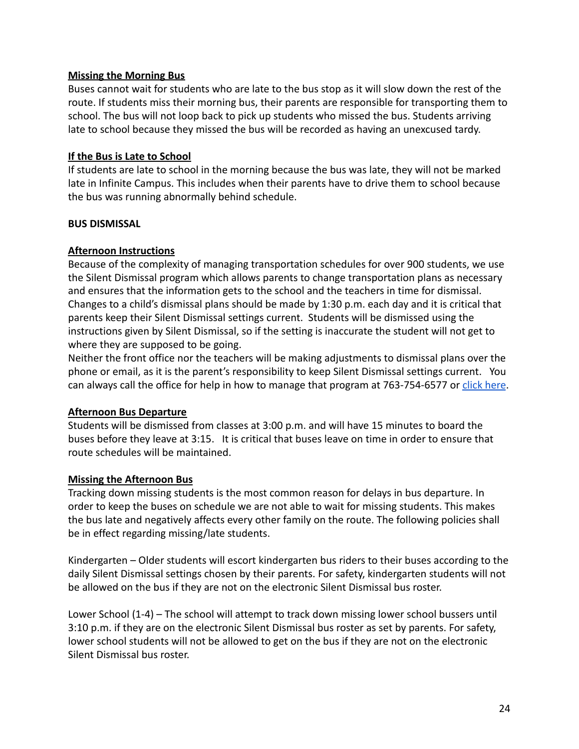**Missing the Morning Bus**

Buses cannot wait for students who are late to the bus stop as it will slow down the rest of the route. If students miss their morning bus, their parents are responsible for transporting them to school. The bus will not loop back to pick up students who missed the bus. Students arriving late to school because they missed the bus will be recorded as having an unexcused tardy.

**If the Bus is Late to School**

If students are late to school in the morning because the bus was late, they will not be marked late in Infinite Campus. This includes when their parents have to drive them to school because the bus was running abnormally behind schedule.

**BUS DISMISSAL**

**Afternoon Instructions**

Because of the complexity of managing transportation schedules for over 900 students, we use the Silent Dismissal program which allows parents to change transportation plans as necessary and ensures that the information gets to the school and the teachers in time for dismissal. Changes to a child's dismissal plans should be made by 1:30 p.m. each day and it is critical that parents keep their Silent Dismissal settings current. Students will be dismissed using the instructions given by Silent Dismissal, so if the setting is inaccurate the student will not get to where they are supposed to be going.

Neither the front office nor the teachers will be making adjustments to dismissal plans over the phone or email, as it is the parent's responsibility to keep Silent Dismissal settings current. You can always call the office for help in how to manage that program at 763-754-6577 or click here.

**Afternoon Bus Departure**

Students will be dismissed from classes at 3:00 p.m. and will have 15 minutes to board the buses before they leave at 3:15. It is critical that buses leave on time in order to ensure that route schedules will be maintained.

**Missing the Afternoon Bus**

Tracking down missing students is the most common reason for delays in bus departure. In order to keep the buses on schedule we are not able to wait for missing students. This makes the bus late and negatively affects every other family on the route. The following policies shall be in effect regarding missing/late students.

Kindergarten – Older students will escort kindergarten bus riders to their buses according to the daily Silent Dismissal settings chosen by their parents. For safety, kindergarten students will not be allowed on the bus if they are not on the electronic Silent Dismissal bus roster.

Lower School (1-4) – The school will attempt to track down missing lower school bussers until 3:10 p.m. if they are on the electronic Silent Dismissal bus roster as set by parents. For safety, lower school students will not be allowed to get on the bus if they are not on the electronic Silent Dismissal bus roster.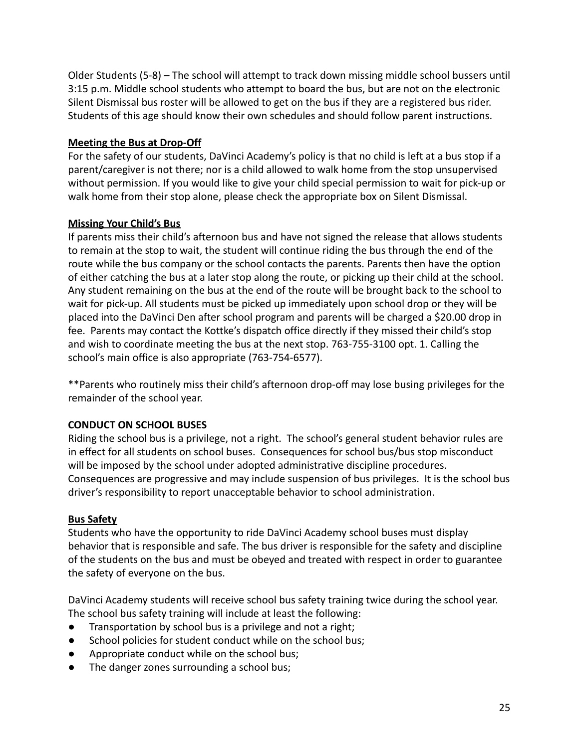Older Students (5-8) – The school will attempt to track down missing middle school bussers until 3:15 p.m. Middle school students who attempt to board the bus, but are not on the electronic Silent Dismissal bus roster will be allowed to get on the bus if they are a registered bus rider. Students of this age should know their own schedules and should follow parent instructions.

**Meeting the Bus at Drop-Off**

For the safety of our students, DaVinci Academy's policy is that no child is left at a bus stop if a parent/caregiver is not there; nor is a child allowed to walk home from the stop unsupervised without permission. If you would like to give your child special permission to wait for pick-up or walk home from their stop alone, please check the appropriate box on Silent Dismissal.

**Missing Your Child's Bus**

If parents miss their child's afternoon bus and have not signed the release that allows students to remain at the stop to wait, the student will continue riding the bus through the end of the route while the bus company or the school contacts the parents. Parents then have the option of either catching the bus at a later stop along the route, or picking up their child at the school. Any student remaining on the bus at the end of the route will be brought back to the school to wait for pick-up. All students must be picked up immediately upon school drop or they will be placed into the DaVinci Den after school program and parents will be charged a $20.00 drop in fee. Parents may contact the Kottke's dispatch office directly if they missed their child's stop and wish to coordinate meeting the bus at the next stop. 763-755-3100 opt. 1. Calling the school's main office is also appropriate (763-754-6577).

**Parents who routinely miss their child's afternoon drop-off may lose busing privileges for the remainder of the school year.

**CONDUCT ON SCHOOL BUSES**

Riding the school bus is a privilege, not a right. The school's general student behavior rules are in effect for all students on school buses. Consequences for school bus/bus stop misconduct will be imposed by the school under adopted administrative discipline procedures. Consequences are progressive and may include suspension of bus privileges. It is the school bus driver's responsibility to report unacceptable behavior to school administration.

**Bus Safety**

Students who have the opportunity to ride DaVinci Academy school buses must display behavior that is responsible and safe. The bus driver is responsible for the safety and discipline of the students on the bus and must be obeyed and treated with respect in order to guarantee the safety of everyone on the bus.

DaVinci Academy students will receive school bus safety training twice during the school year. The school bus safety training will include at least the following:

- Transportation by school bus is a privilege and not a right;
- School policies for student conduct while on the school bus;
- Appropriate conduct while on the school bus;
- The danger zones surrounding a school bus;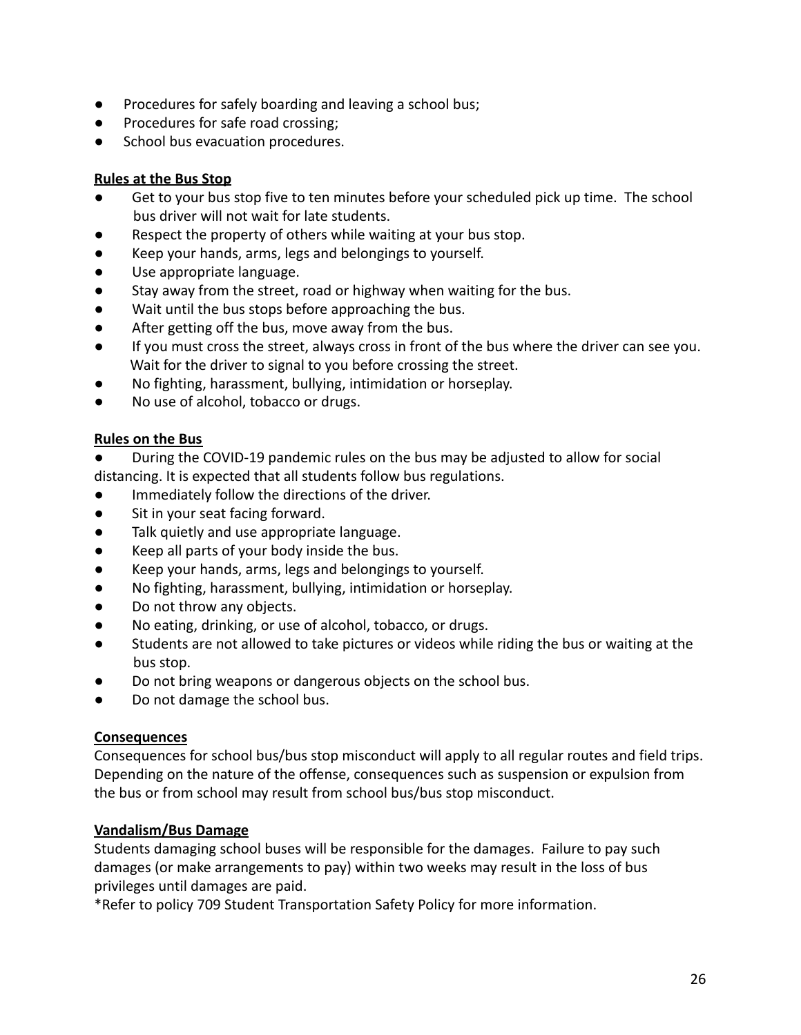- Procedures for safely boarding and leaving a school bus;
- Procedures for safe road crossing;
- School bus evacuation procedures.

**Rules at the Bus Stop**

- Get to your bus stop five to ten minutes before your scheduled pick up time. The school bus driver will not wait for late students.
- Respect the property of others while waiting at your bus stop.
- Keep your hands, arms, legs and belongings to yourself.
- Use appropriate language.
- Stay away from the street, road or highway when waiting for the bus.
- Wait until the bus stops before approaching the bus.
- After getting off the bus, move away from the bus.
- If you must cross the street, always cross in front of the bus where the driver can see you. Wait for the driver to signal to you before crossing the street.
- No fighting, harassment, bullying, intimidation or horseplay.
- No use of alcohol, tobacco or drugs.

**Rules on the Bus**

- During the COVID-19 pandemic rules on the bus may be adjusted to allow for social distancing. It is expected that all students follow bus regulations.
- Immediately follow the directions of the driver.
- Sit in your seat facing forward.
- Talk quietly and use appropriate language.
- Keep all parts of your body inside the bus.
- Keep your hands, arms, legs and belongings to yourself.
- No fighting, harassment, bullying, intimidation or horseplay.
- Do not throw any objects.
- No eating, drinking, or use of alcohol, tobacco, or drugs.
- Students are not allowed to take pictures or videos while riding the bus or waiting at the bus stop.
- Do not bring weapons or dangerous objects on the school bus.
- Do not damage the school bus.

**Consequences**

Consequences for school bus/bus stop misconduct will apply to all regular routes and field trips. Depending on the nature of the offense, consequences such as suspension or expulsion from the bus or from school may result from school bus/bus stop misconduct.

**Vandalism/Bus Damage**

Students damaging school buses will be responsible for the damages. Failure to pay such damages (or make arrangements to pay) within two weeks may result in the loss of bus privileges until damages are paid.

*Refer to policy 709 Student Transportation Safety Policy for more information.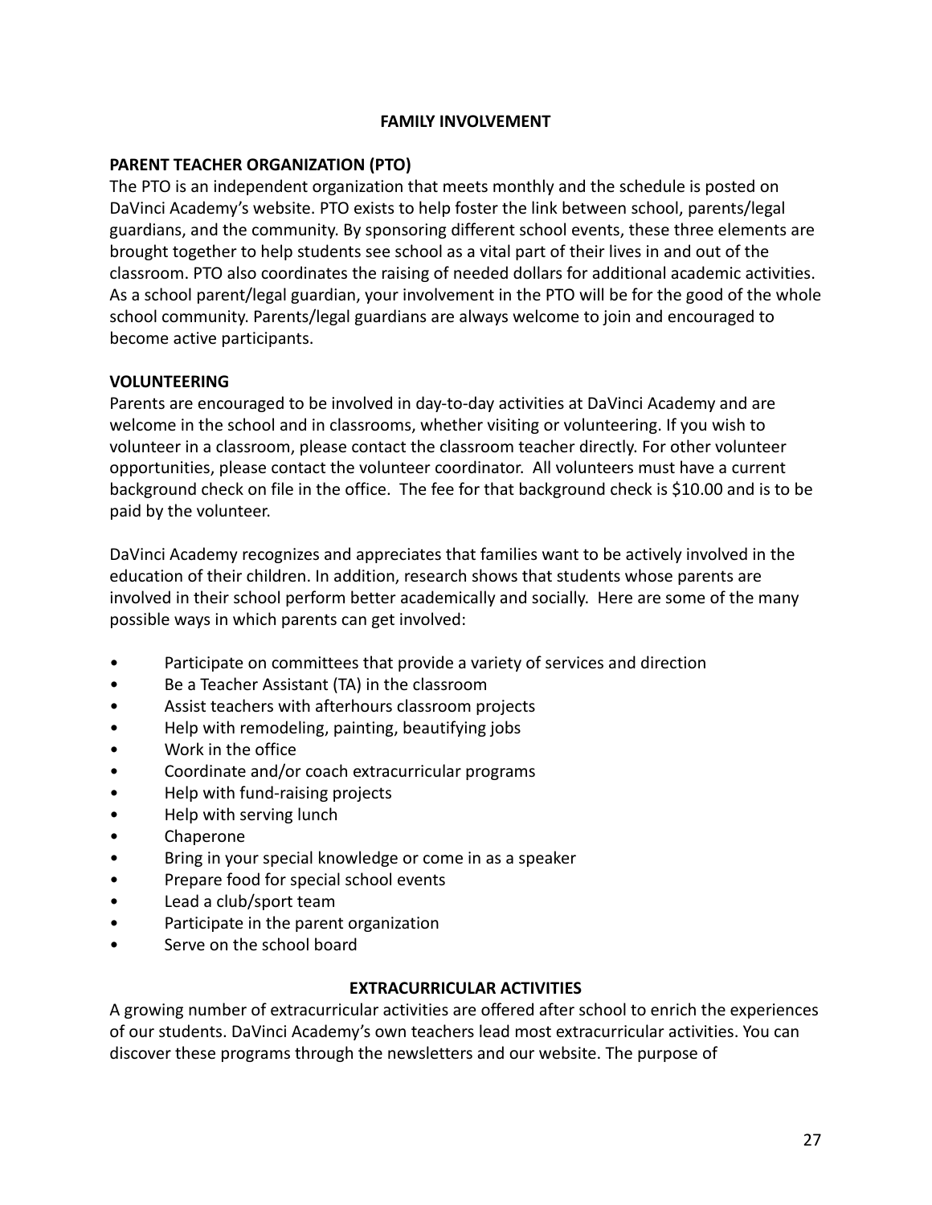## FAMILY INVOLVEMENT

### PARENT TEACHER ORGANIZATION (PTO)

The PTO is an independent organization that meets monthly and the schedule is posted on DaVinci Academy's website. PTO exists to help foster the link between school, parents/legal guardians, and the community. By sponsoring different school events, these three elements are brought together to help students see school as a vital part of their lives in and out of the classroom. PTO also coordinates the raising of needed dollars for additional academic activities. As a school parent/legal guardian, your involvement in the PTO will be for the good of the whole school community. Parents/legal guardians are always welcome to join and encouraged to become active participants.

### VOLUNTEERING

Parents are encouraged to be involved in day-to-day activities at DaVinci Academy and are welcome in the school and in classrooms, whether visiting or volunteering. If you wish to volunteer in a classroom, please contact the classroom teacher directly. For other volunteer opportunities, please contact the volunteer coordinator. All volunteers must have a current background check on file in the office. The fee for that background check is $10.00 and is to be paid by the volunteer.

DaVinci Academy recognizes and appreciates that families want to be actively involved in the education of their children. In addition, research shows that students whose parents are involved in their school perform better academically and socially. Here are some of the many possible ways in which parents can get involved:

- Participate on committees that provide a variety of services and direction
- Be a Teacher Assistant (TA) in the classroom
- Assist teachers with afterhours classroom projects
- Help with remodeling, painting, beautifying jobs
- Work in the office
- Coordinate and/or coach extracurricular programs
- Help with fund-raising projects
- Help with serving lunch
- Chaperone
- Bring in your special knowledge or come in as a speaker
- Prepare food for special school events
- Lead a club/sport team
- Participate in the parent organization
- Serve on the school board

## EXTRACURRICULAR ACTIVITIES

A growing number of extracurricular activities are offered after school to enrich the experiences of our students. DaVinci Academy's own teachers lead most extracurricular activities. You can discover these programs through the newsletters and our website. The purpose of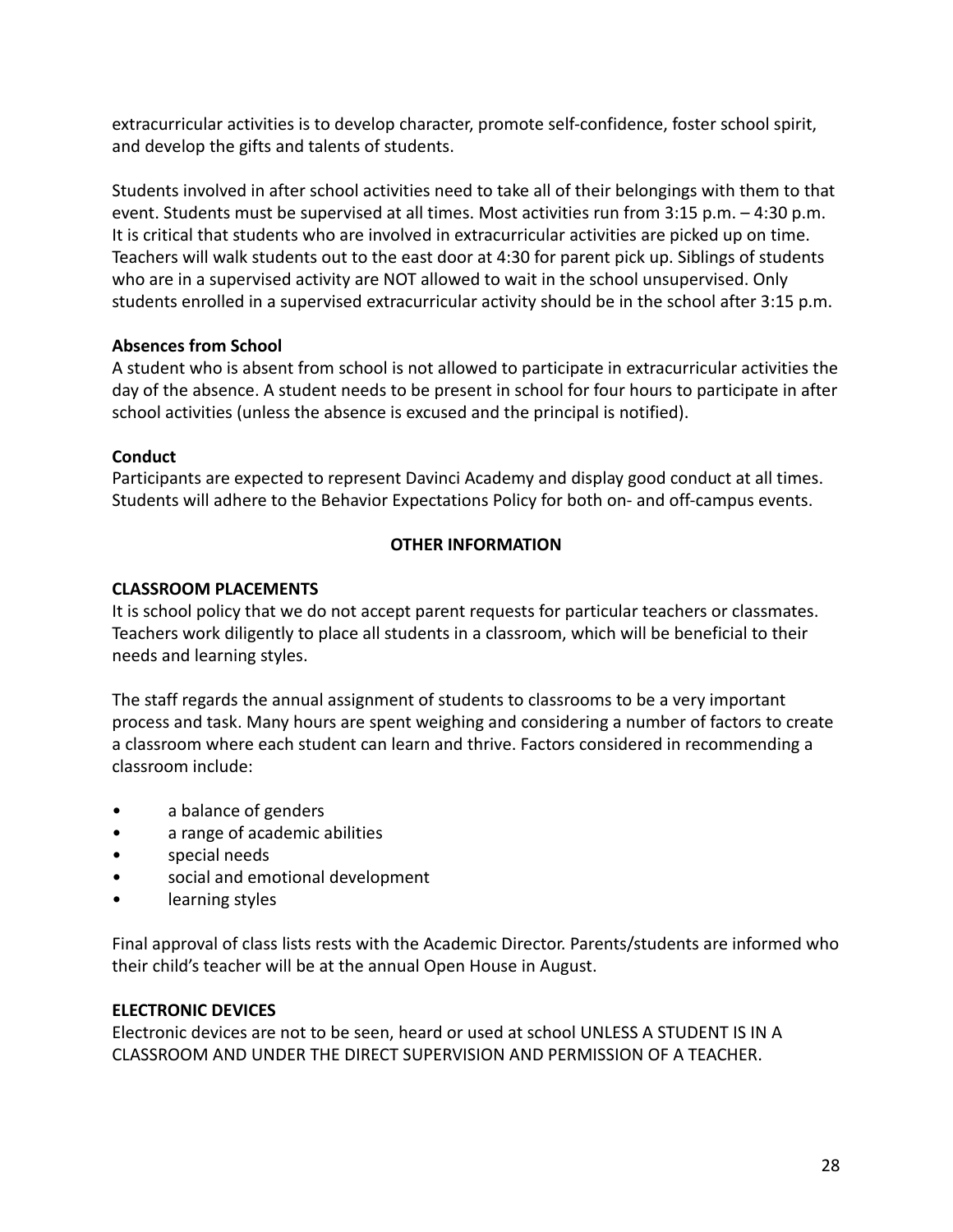extracurricular activities is to develop character, promote self-confidence, foster school spirit, and develop the gifts and talents of students.

Students involved in after school activities need to take all of their belongings with them to that event. Students must be supervised at all times. Most activities run from 3:15 p.m. – 4:30 p.m. It is critical that students who are involved in extracurricular activities are picked up on time. Teachers will walk students out to the east door at 4:30 for parent pick up. Siblings of students who are in a supervised activity are NOT allowed to wait in the school unsupervised. Only students enrolled in a supervised extracurricular activity should be in the school after 3:15 p.m.

**Absences from School**
A student who is absent from school is not allowed to participate in extracurricular activities the day of the absence. A student needs to be present in school for four hours to participate in after school activities (unless the absence is excused and the principal is notified).

**Conduct**
Participants are expected to represent Davinci Academy and display good conduct at all times. Students will adhere to the Behavior Expectations Policy for both on- and off-campus events.

## OTHER INFORMATION

### CLASSROOM PLACEMENTS

It is school policy that we do not accept parent requests for particular teachers or classmates. Teachers work diligently to place all students in a classroom, which will be beneficial to their needs and learning styles.

The staff regards the annual assignment of students to classrooms to be a very important process and task. Many hours are spent weighing and considering a number of factors to create a classroom where each student can learn and thrive. Factors considered in recommending a classroom include:

- a balance of genders
- a range of academic abilities
- special needs
- social and emotional development
- learning styles

Final approval of class lists rests with the Academic Director. Parents/students are informed who their child's teacher will be at the annual Open House in August.

### ELECTRONIC DEVICES

Electronic devices are not to be seen, heard or used at school UNLESS A STUDENT IS IN A CLASSROOM AND UNDER THE DIRECT SUPERVISION AND PERMISSION OF A TEACHER.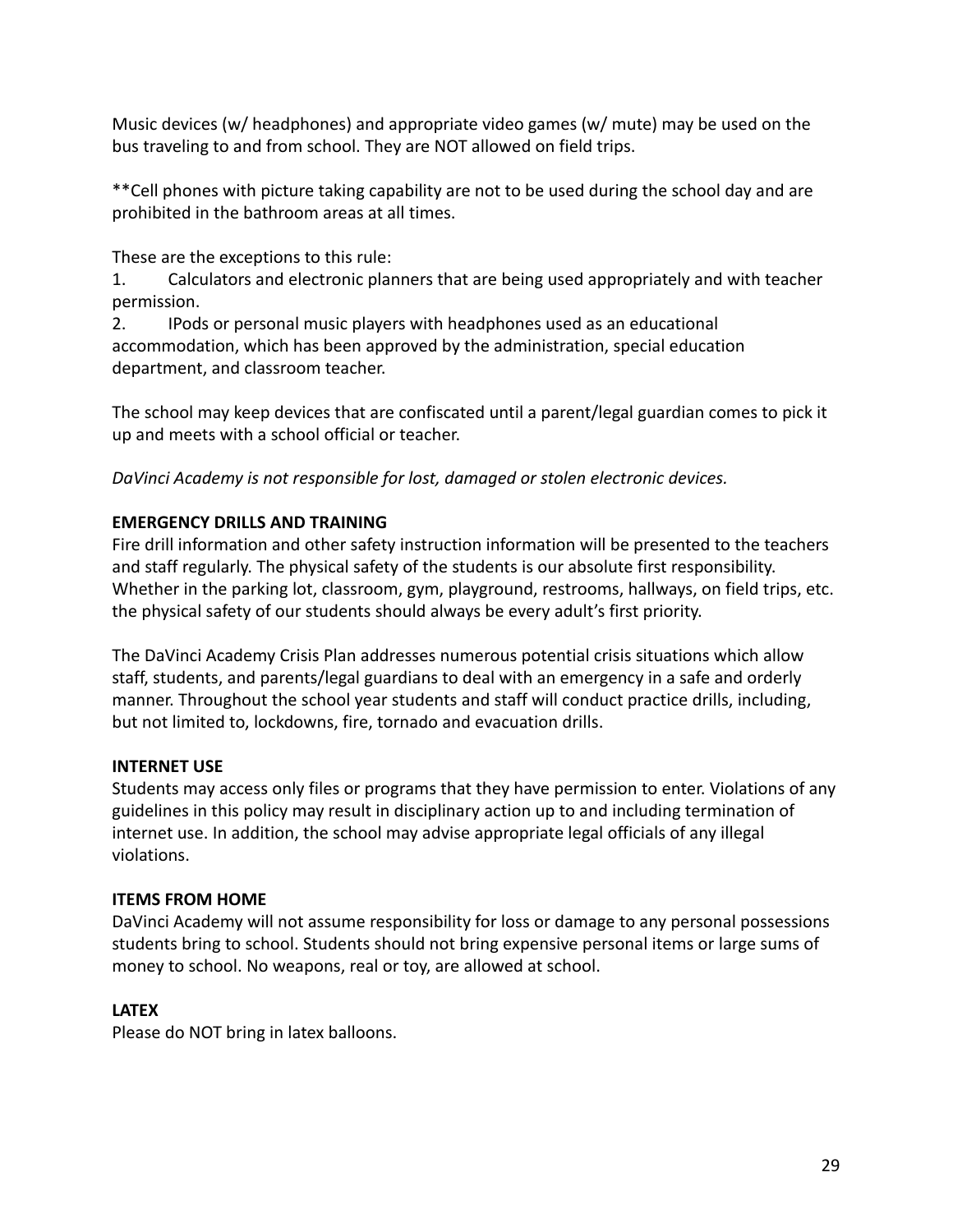Music devices (w/ headphones) and appropriate video games (w/ mute) may be used on the bus traveling to and from school. They are NOT allowed on field trips.

**Cell phones with picture taking capability are not to be used during the school day and are prohibited in the bathroom areas at all times.

These are the exceptions to this rule:

1. Calculators and electronic planners that are being used appropriately and with teacher permission.
2. IPods or personal music players with headphones used as an educational accommodation, which has been approved by the administration, special education department, and classroom teacher.

The school may keep devices that are confiscated until a parent/legal guardian comes to pick it up and meets with a school official or teacher.

*DaVinci Academy is not responsible for lost, damaged or stolen electronic devices.*

**EMERGENCY DRILLS AND TRAINING**

Fire drill information and other safety instruction information will be presented to the teachers and staff regularly. The physical safety of the students is our absolute first responsibility. Whether in the parking lot, classroom, gym, playground, restrooms, hallways, on field trips, etc. the physical safety of our students should always be every adult's first priority.

The DaVinci Academy Crisis Plan addresses numerous potential crisis situations which allow staff, students, and parents/legal guardians to deal with an emergency in a safe and orderly manner. Throughout the school year students and staff will conduct practice drills, including, but not limited to, lockdowns, fire, tornado and evacuation drills.

**INTERNET USE**

Students may access only files or programs that they have permission to enter. Violations of any guidelines in this policy may result in disciplinary action up to and including termination of internet use. In addition, the school may advise appropriate legal officials of any illegal violations.

**ITEMS FROM HOME**

DaVinci Academy will not assume responsibility for loss or damage to any personal possessions students bring to school. Students should not bring expensive personal items or large sums of money to school. No weapons, real or toy, are allowed at school.

**LATEX**

Please do NOT bring in latex balloons.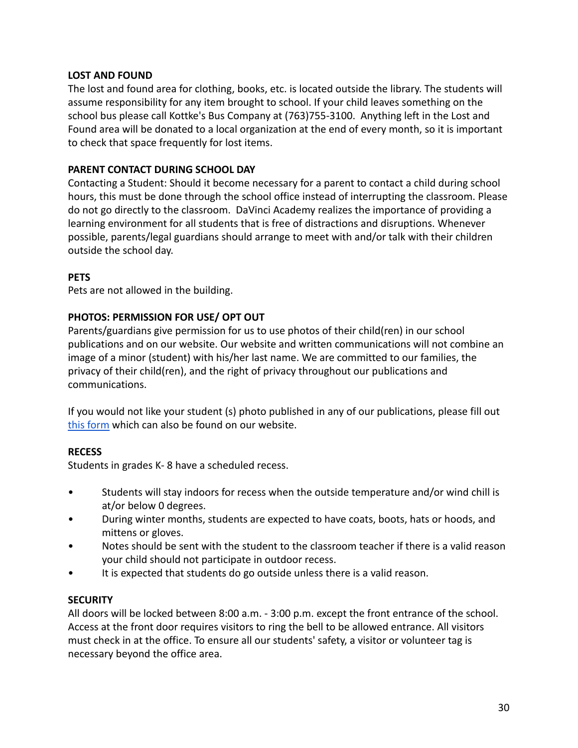**LOST AND FOUND**

The lost and found area for clothing, books, etc. is located outside the library. The students will assume responsibility for any item brought to school. If your child leaves something on the school bus please call Kottke's Bus Company at (763)755-3100. Anything left in the Lost and Found area will be donated to a local organization at the end of every month, so it is important to check that space frequently for lost items.

**PARENT CONTACT DURING SCHOOL DAY**

Contacting a Student: Should it become necessary for a parent to contact a child during school hours, this must be done through the school office instead of interrupting the classroom. Please do not go directly to the classroom. DaVinci Academy realizes the importance of providing a learning environment for all students that is free of distractions and disruptions. Whenever possible, parents/legal guardians should arrange to meet with and/or talk with their children outside the school day.

**PETS**

Pets are not allowed in the building.

**PHOTOS: PERMISSION FOR USE/ OPT OUT**

Parents/guardians give permission for us to use photos of their child(ren) in our school publications and on our website. Our website and written communications will not combine an image of a minor (student) with his/her last name. We are committed to our families, the privacy of their child(ren), and the right of privacy throughout our publications and communications.

If you would not like your student (s) photo published in any of our publications, please fill out this form which can also be found on our website.

**RECESS**

Students in grades K- 8 have a scheduled recess.

- Students will stay indoors for recess when the outside temperature and/or wind chill is at/or below 0 degrees.
- During winter months, students are expected to have coats, boots, hats or hoods, and mittens or gloves.
- Notes should be sent with the student to the classroom teacher if there is a valid reason your child should not participate in outdoor recess.
- It is expected that students do go outside unless there is a valid reason.

**SECURITY**

All doors will be locked between 8:00 a.m. - 3:00 p.m. except the front entrance of the school. Access at the front door requires visitors to ring the bell to be allowed entrance. All visitors must check in at the office. To ensure all our students' safety, a visitor or volunteer tag is necessary beyond the office area.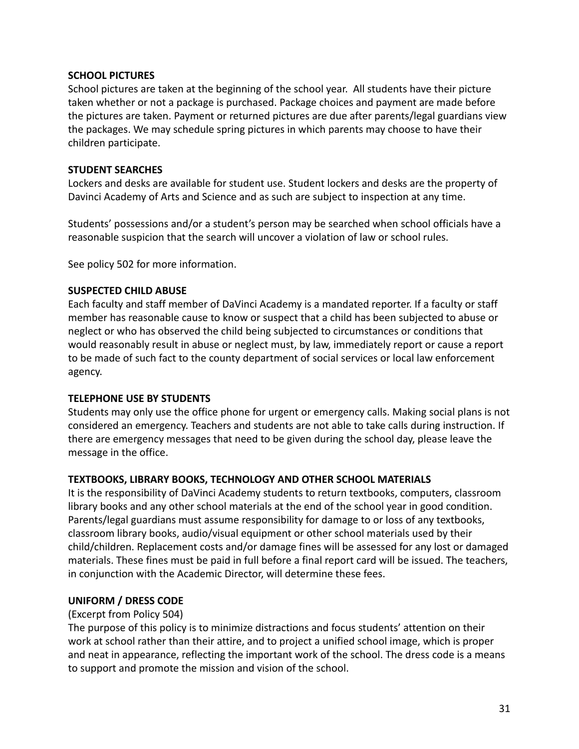**SCHOOL PICTURES**

School pictures are taken at the beginning of the school year. All students have their picture taken whether or not a package is purchased. Package choices and payment are made before the pictures are taken. Payment or returned pictures are due after parents/legal guardians view the packages. We may schedule spring pictures in which parents may choose to have their children participate.

**STUDENT SEARCHES**

Lockers and desks are available for student use. Student lockers and desks are the property of Davinci Academy of Arts and Science and as such are subject to inspection at any time.

Students' possessions and/or a student's person may be searched when school officials have a reasonable suspicion that the search will uncover a violation of law or school rules.

See policy 502 for more information.

**SUSPECTED CHILD ABUSE**

Each faculty and staff member of DaVinci Academy is a mandated reporter. If a faculty or staff member has reasonable cause to know or suspect that a child has been subjected to abuse or neglect or who has observed the child being subjected to circumstances or conditions that would reasonably result in abuse or neglect must, by law, immediately report or cause a report to be made of such fact to the county department of social services or local law enforcement agency.

**TELEPHONE USE BY STUDENTS**

Students may only use the office phone for urgent or emergency calls. Making social plans is not considered an emergency. Teachers and students are not able to take calls during instruction. If there are emergency messages that need to be given during the school day, please leave the message in the office.

**TEXTBOOKS, LIBRARY BOOKS, TECHNOLOGY AND OTHER SCHOOL MATERIALS**

It is the responsibility of DaVinci Academy students to return textbooks, computers, classroom library books and any other school materials at the end of the school year in good condition. Parents/legal guardians must assume responsibility for damage to or loss of any textbooks, classroom library books, audio/visual equipment or other school materials used by their child/children. Replacement costs and/or damage fines will be assessed for any lost or damaged materials. These fines must be paid in full before a final report card will be issued. The teachers, in conjunction with the Academic Director, will determine these fees.

**UNIFORM / DRESS CODE**

(Excerpt from Policy 504)

The purpose of this policy is to minimize distractions and focus students' attention on their work at school rather than their attire, and to project a unified school image, which is proper and neat in appearance, reflecting the important work of the school. The dress code is a means to support and promote the mission and vision of the school.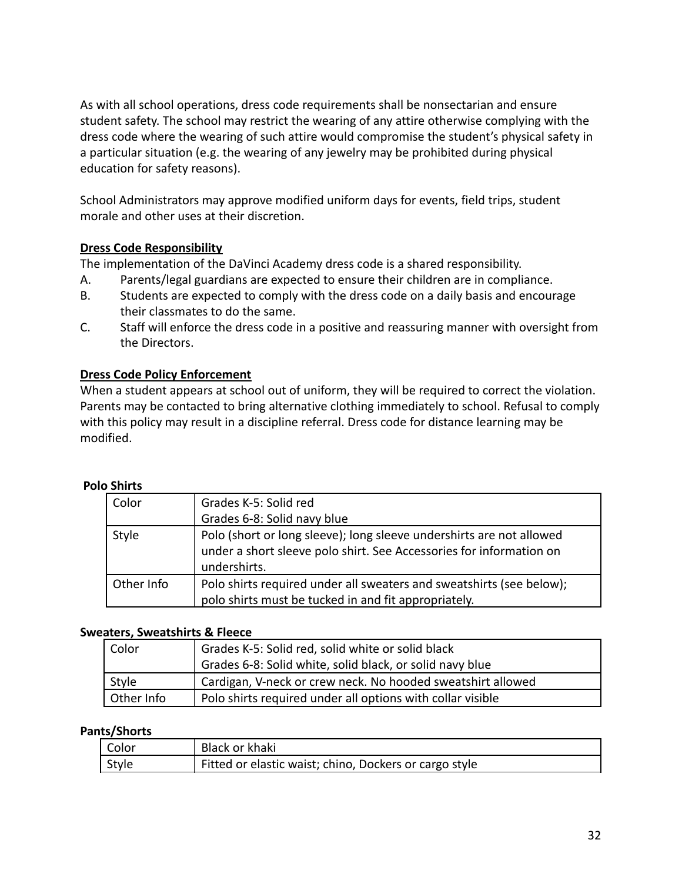As with all school operations, dress code requirements shall be nonsectarian and ensure student safety. The school may restrict the wearing of any attire otherwise complying with the dress code where the wearing of such attire would compromise the student's physical safety in a particular situation (e.g. the wearing of any jewelry may be prohibited during physical education for safety reasons).

School Administrators may approve modified uniform days for events, field trips, student morale and other uses at their discretion.

**Dress Code Responsibility**

The implementation of the DaVinci Academy dress code is a shared responsibility.

A. Parents/legal guardians are expected to ensure their children are in compliance.
B. Students are expected to comply with the dress code on a daily basis and encourage their classmates to do the same.
C. Staff will enforce the dress code in a positive and reassuring manner with oversight from the Directors.

**Dress Code Policy Enforcement**

When a student appears at school out of uniform, they will be required to correct the violation. Parents may be contacted to bring alternative clothing immediately to school. Refusal to comply with this policy may result in a discipline referral. Dress code for distance learning may be modified.

**Polo Shirts**

| | |
|---|---|
| Color | Grades K-5: Solid red<br>Grades 6-8: Solid navy blue |
| Style | Polo (short or long sleeve); long sleeve undershirts are not allowed under a short sleeve polo shirt. See Accessories for information on undershirts. |
| Other Info | Polo shirts required under all sweaters and sweatshirts (see below); polo shirts must be tucked in and fit appropriately. |

**Sweaters, Sweatshirts & Fleece**

| | |
|---|---|
| Color | Grades K-5: Solid red, solid white or solid black<br>Grades 6-8: Solid white, solid black, or solid navy blue |
| Style | Cardigan, V-neck or crew neck. No hooded sweatshirt allowed |
| Other Info | Polo shirts required under all options with collar visible |

**Pants/Shorts**

| | |
|---|---|
| Color | Black or khaki |
| Style | Fitted or elastic waist; chino, Dockers or cargo style |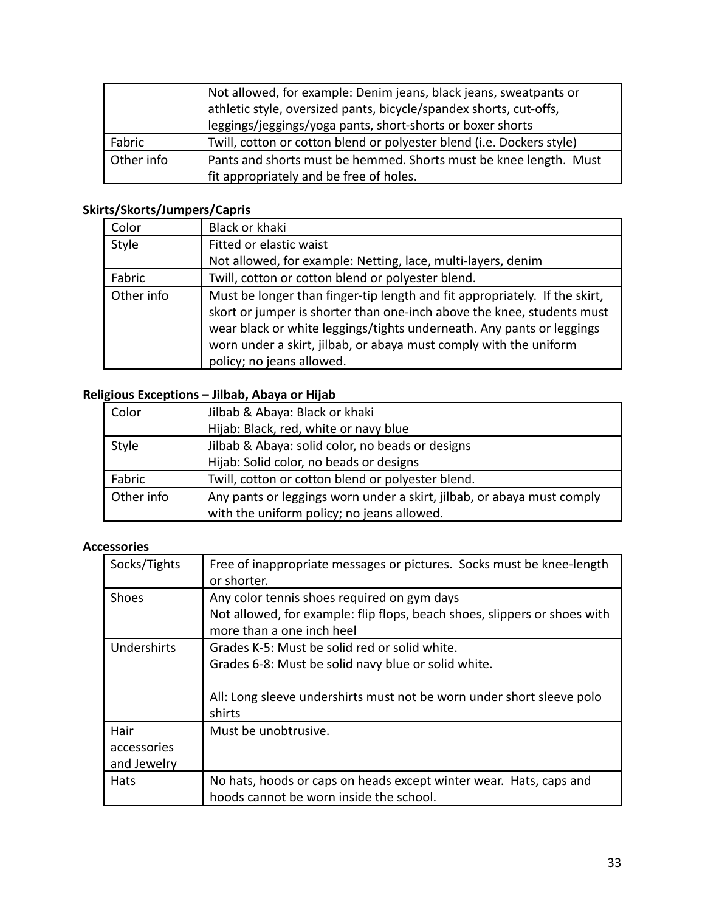| | |
|---|---|
| | Not allowed, for example: Denim jeans, black jeans, sweatpants or athletic style, oversized pants, bicycle/spandex shorts, cut-offs, leggings/jeggings/yoga pants, short-shorts or boxer shorts |
| Fabric | Twill, cotton or cotton blend or polyester blend (i.e. Dockers style) |
| Other info | Pants and shorts must be hemmed. Shorts must be knee length. Must fit appropriately and be free of holes. |

**Skirts/Skorts/Jumpers/Capris**

| | |
|---|---|
| Color | Black or khaki |
| Style | Fitted or elastic waist<br>Not allowed, for example: Netting, lace, multi-layers, denim |
| Fabric | Twill, cotton or cotton blend or polyester blend. |
| Other info | Must be longer than finger-tip length and fit appropriately. If the skirt, skort or jumper is shorter than one-inch above the knee, students must wear black or white leggings/tights underneath. Any pants or leggings worn under a skirt, jilbab, or abaya must comply with the uniform policy; no jeans allowed. |

**Religious Exceptions – Jilbab, Abaya or Hijab**

| | |
|---|---|
| Color | Jilbab & Abaya: Black or khaki<br>Hijab: Black, red, white or navy blue |
| Style | Jilbab & Abaya: solid color, no beads or designs<br>Hijab: Solid color, no beads or designs |
| Fabric | Twill, cotton or cotton blend or polyester blend. |
| Other info | Any pants or leggings worn under a skirt, jilbab, or abaya must comply with the uniform policy; no jeans allowed. |

**Accessories**

| | |
|---|---|
| Socks/Tights | Free of inappropriate messages or pictures. Socks must be knee-length or shorter. |
| Shoes | Any color tennis shoes required on gym days<br>Not allowed, for example: flip flops, beach shoes, slippers or shoes with more than a one inch heel |
| Undershirts | Grades K-5: Must be solid red or solid white.<br>Grades 6-8: Must be solid navy blue or solid white.<br><br>All: Long sleeve undershirts must not be worn under short sleeve polo shirts |
| Hair accessories and Jewelry | Must be unobtrusive. |
| Hats | No hats, hoods or caps on heads except winter wear. Hats, caps and hoods cannot be worn inside the school. |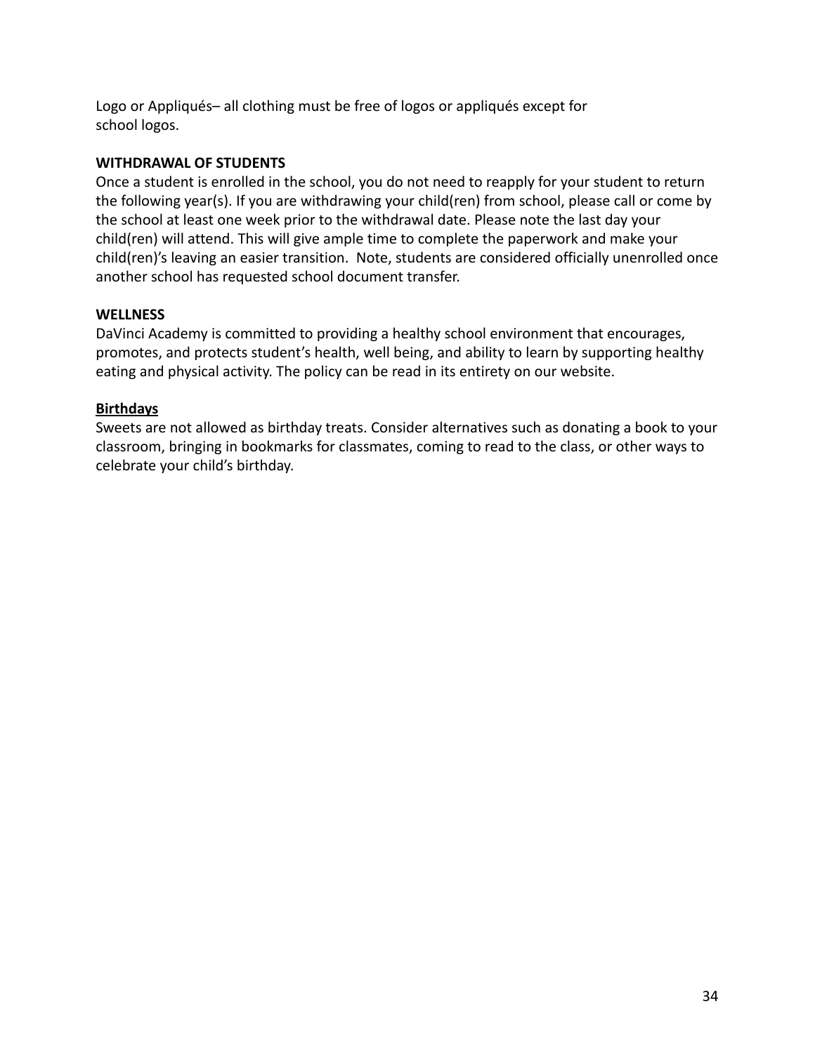Logo or Appliqués– all clothing must be free of logos or appliqués except for school logos.

**WITHDRAWAL OF STUDENTS**

Once a student is enrolled in the school, you do not need to reapply for your student to return the following year(s). If you are withdrawing your child(ren) from school, please call or come by the school at least one week prior to the withdrawal date. Please note the last day your child(ren) will attend. This will give ample time to complete the paperwork and make your child(ren)'s leaving an easier transition. Note, students are considered officially unenrolled once another school has requested school document transfer.

**WELLNESS**

DaVinci Academy is committed to providing a healthy school environment that encourages, promotes, and protects student's health, well being, and ability to learn by supporting healthy eating and physical activity. The policy can be read in its entirety on our website.

**Birthdays**

Sweets are not allowed as birthday treats. Consider alternatives such as donating a book to your classroom, bringing in bookmarks for classmates, coming to read to the class, or other ways to celebrate your child's birthday.